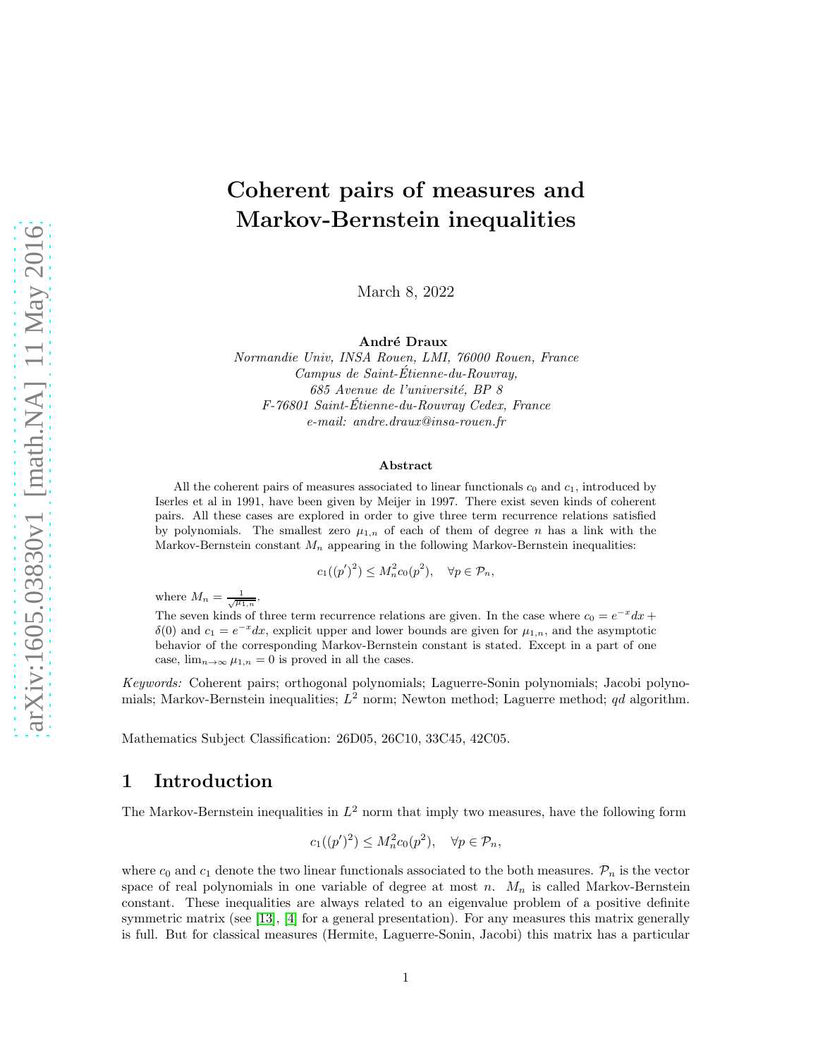# Coherent pairs of measures and Markov-Bernstein inequalities

March 8, 2022

**André Draux**

*Normandie Univ, INSA Rouen, LMI, 76000 Rouen, France*
*Campus de Saint-Étienne-du-Rouvray,*
*685 Avenue de l'université, BP 8*
*F-76801 Saint-Étienne-du-Rouvray Cedex, France*
*e-mail: andre.draux@insa-rouen.fr*

### Abstract

All the coherent pairs of measures associated to linear functionals $c_0$ and $c_1$, introduced by Iserles et al in 1991, have been given by Meijer in 1997. There exist seven kinds of coherent pairs. All these cases are explored in order to give three term recurrence relations satisfied by polynomials. The smallest zero $\mu_{1,n}$ of each of them of degree $n$ has a link with the Markov-Bernstein constant $M_n$ appearing in the following Markov-Bernstein inequalities:

$$c_1((p')^2) \leq M_n^2 c_0(p^2), \quad \forall p \in \mathcal{P}_n,$$

where $M_n = \frac{1}{\sqrt{\mu_{1,n}}}$.

The seven kinds of three term recurrence relations are given. In the case where $c_0 = e^{-x}dx + \delta(0)$ and $c_1 = e^{-x}dx$, explicit upper and lower bounds are given for $\mu_{1,n}$, and the asymptotic behavior of the corresponding Markov-Bernstein constant is stated. Except in a part of one case, $\lim_{n\to\infty} \mu_{1,n} = 0$ is proved in all the cases.

*Keywords:* Coherent pairs; orthogonal polynomials; Laguerre-Sonin polynomials; Jacobi polynomials; Markov-Bernstein inequalities; $L^2$ norm; Newton method; Laguerre method; $qd$ algorithm.

Mathematics Subject Classification: 26D05, 26C10, 33C45, 42C05.

## 1 Introduction

The Markov-Bernstein inequalities in $L^2$ norm that imply two measures, have the following form

$$c_1((p')^2) \leq M_n^2 c_0(p^2), \quad \forall p \in \mathcal{P}_n,$$

where $c_0$ and $c_1$ denote the two linear functionals associated to the both measures. $\mathcal{P}_n$ is the vector space of real polynomials in one variable of degree at most $n$. $M_n$ is called Markov-Bernstein constant. These inequalities are always related to an eigenvalue problem of a positive definite symmetric matrix (see [13], [4] for a general presentation). For any measures this matrix generally is full. But for classical measures (Hermite, Laguerre-Sonin, Jacobi) this matrix has a particular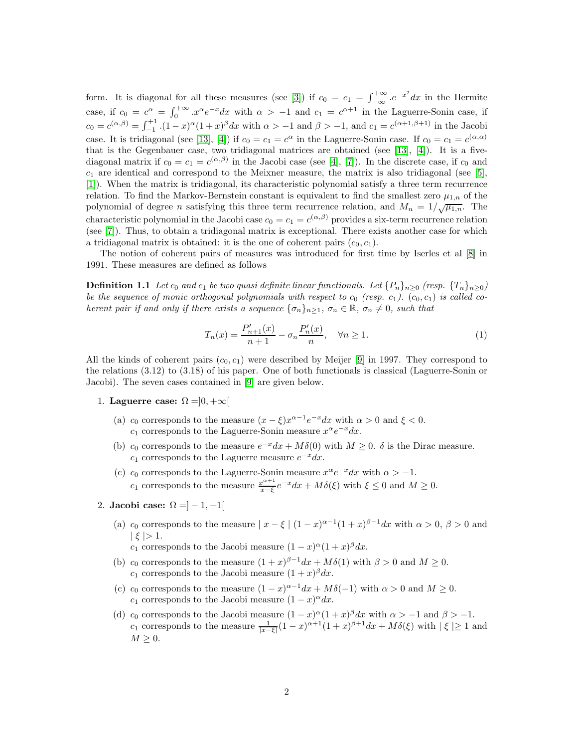form. It is diagonal for all these measures (see [3]) if $c_0 = c_1 = \int_{-\infty}^{+\infty} .e^{-x^2}dx$ in the Hermite case, if $c_0 = c^{\alpha} = \int_0^{+\infty} .x^{\alpha}e^{-x}dx$ with $\alpha > -1$ and $c_1 = c^{\alpha+1}$ in the Laguerre-Sonin case, if $c_0 = c^{(\alpha,\beta)} = \int_{-1}^{+1} .(1-x)^{\alpha}(1+x)^{\beta}dx$ with $\alpha > -1$ and $\beta > -1$, and $c_1 = c^{(\alpha+1,\beta+1)}$ in the Jacobi case. It is tridiagonal (see [13], [4]) if $c_0 = c_1 = c^{\alpha}$ in the Laguerre-Sonin case. If $c_0 = c_1 = c^{(\alpha,\alpha)}$ that is the Gegenbauer case, two tridiagonal matrices are obtained (see [13], [4]). It is a five-diagonal matrix if $c_0 = c_1 = c^{(\alpha,\beta)}$ in the Jacobi case (see [4], [7]). In the discrete case, if $c_0$ and $c_1$ are identical and correspond to the Meixner measure, the matrix is also tridiagonal (see [5], [1]). When the matrix is tridiagonal, its characteristic polynomial satisfy a three term recurrence relation. To find the Markov-Bernstein constant is equivalent to find the smallest zero $\mu_{1,n}$ of the polynomial of degree $n$ satisfying this three term recurrence relation, and $M_n = 1/\sqrt{\mu_{1,n}}$. The characteristic polynomial in the Jacobi case $c_0 = c_1 = c^{(\alpha,\beta)}$ provides a six-term recurrence relation (see [7]). Thus, to obtain a tridiagonal matrix is exceptional. There exists another case for which a tridiagonal matrix is obtained: it is the one of coherent pairs $(c_0, c_1)$.

The notion of coherent pairs of measures was introduced for first time by Iserles et al [8] in 1991. These measures are defined as follows

**Definition 1.1** *Let $c_0$ and $c_1$ be two quasi definite linear functionals. Let $\{P_n\}_{n\geq 0}$ (resp. $\{T_n\}_{n\geq 0}$) be the sequence of monic orthogonal polynomials with respect to $c_0$ (resp. $c_1$). $(c_0, c_1)$ is called coherent pair if and only if there exists a sequence $\{\sigma_n\}_{n\geq 1}$, $\sigma_n \in \mathbb{R}$, $\sigma_n \neq 0$, such that*

$$T_n(x) = \frac{P'_{n+1}(x)}{n+1} - \sigma_n \frac{P'_n(x)}{n}, \quad \forall n \geq 1. \tag{1}$$

All the kinds of coherent pairs $(c_0, c_1)$ were described by Meijer [9] in 1997. They correspond to the relations (3.12) to (3.18) of his paper. One of both functionals is classical (Laguerre-Sonin or Jacobi). The seven cases contained in [9] are given below.

1. **Laguerre case:** $\Omega = ]0, +\infty[$
   (a) $c_0$ corresponds to the measure $(x-\xi)x^{\alpha-1}e^{-x}dx$ with $\alpha > 0$ and $\xi < 0$.
   $c_1$ corresponds to the Laguerre-Sonin measure $x^{\alpha}e^{-x}dx$.
   (b) $c_0$ corresponds to the measure $e^{-x}dx + M\delta(0)$ with $M \geq 0$. $\delta$ is the Dirac measure.
   $c_1$ corresponds to the Laguerre measure $e^{-x}dx$.
   (c) $c_0$ corresponds to the Laguerre-Sonin measure $x^{\alpha}e^{-x}dx$ with $\alpha > -1$.
   $c_1$ corresponds to the measure $\frac{x^{\alpha+1}}{x-\xi}e^{-x}dx + M\delta(\xi)$ with $\xi \leq 0$ and $M \geq 0$.

2. **Jacobi case:** $\Omega = ]-1, +1[$
   (a) $c_0$ corresponds to the measure $\mid x-\xi \mid (1-x)^{\alpha-1}(1+x)^{\beta-1}dx$ with $\alpha > 0$, $\beta > 0$ and $\mid \xi \mid > 1$.
   $c_1$ corresponds to the Jacobi measure $(1-x)^{\alpha}(1+x)^{\beta}dx$.
   (b) $c_0$ corresponds to the measure $(1+x)^{\beta-1}dx + M\delta(1)$ with $\beta > 0$ and $M \geq 0$.
   $c_1$ corresponds to the Jacobi measure $(1+x)^{\beta}dx$.
   (c) $c_0$ corresponds to the measure $(1-x)^{\alpha-1}dx + M\delta(-1)$ with $\alpha > 0$ and $M \geq 0$.
   $c_1$ corresponds to the Jacobi measure $(1-x)^{\alpha}dx$.
   (d) $c_0$ corresponds to the Jacobi measure $(1-x)^{\alpha}(1+x)^{\beta}dx$ with $\alpha > -1$ and $\beta > -1$.
   $c_1$ corresponds to the measure $\frac{1}{|x-\xi|}(1-x)^{\alpha+1}(1+x)^{\beta+1}dx + M\delta(\xi)$ with $\mid \xi \mid \geq 1$ and $M \geq 0$.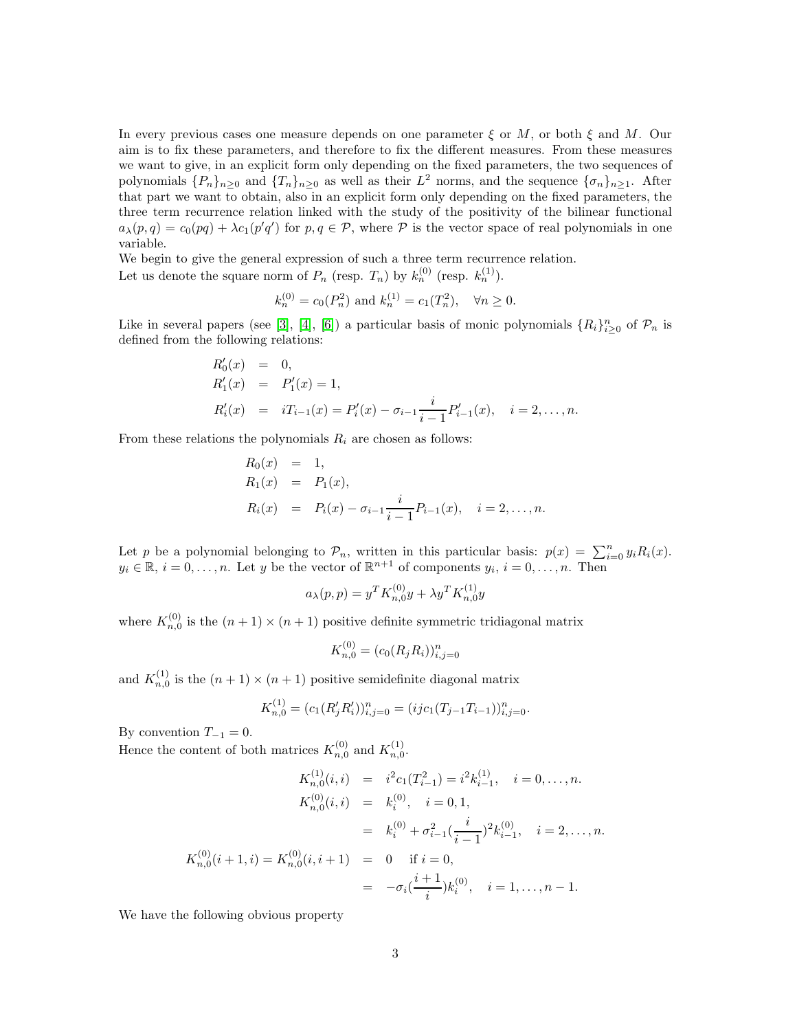In every previous cases one measure depends on one parameter $\xi$ or $M$, or both $\xi$ and $M$. Our aim is to fix these parameters, and therefore to fix the different measures. From these measures we want to give, in an explicit form only depending on the fixed parameters, the two sequences of polynomials $\{P_n\}_{n\geq 0}$ and $\{T_n\}_{n\geq 0}$ as well as their $L^2$ norms, and the sequence $\{\sigma_n\}_{n\geq 1}$. After that part we want to obtain, also in an explicit form only depending on the fixed parameters, the three term recurrence relation linked with the study of the positivity of the bilinear functional $a_\lambda(p,q) = c_0(pq) + \lambda c_1(p'q')$ for $p, q \in \mathcal{P}$, where $\mathcal{P}$ is the vector space of real polynomials in one variable.
We begin to give the general expression of such a three term recurrence relation.
Let us denote the square norm of $P_n$ (resp. $T_n$) by $k_n^{(0)}$ (resp. $k_n^{(1)}$).

$$k_n^{(0)} = c_0(P_n^2) \text{ and } k_n^{(1)} = c_1(T_n^2), \quad \forall n \geq 0.$$

Like in several papers (see [3], [4], [6]) a particular basis of monic polynomials $\{R_i\}_{i\geq 0}^n$ of $\mathcal{P}_n$ is defined from the following relations:

$$\begin{aligned}
R_0'(x) &= 0, \\
R_1'(x) &= P_1'(x) = 1, \\
R_i'(x) &= iT_{i-1}(x) = P_i'(x) - \sigma_{i-1}\frac{i}{i-1}P_{i-1}'(x), \quad i = 2, \ldots, n.
\end{aligned}$$

From these relations the polynomials $R_i$ are chosen as follows:

$$\begin{aligned}
R_0(x) &= 1, \\
R_1(x) &= P_1(x), \\
R_i(x) &= P_i(x) - \sigma_{i-1}\frac{i}{i-1}P_{i-1}(x), \quad i = 2, \ldots, n.
\end{aligned}$$

Let $p$ be a polynomial belonging to $\mathcal{P}_n$, written in this particular basis: $p(x) = \sum_{i=0}^n y_i R_i(x)$. $y_i \in \mathbb{R}$, $i = 0, \ldots, n$. Let $y$ be the vector of $\mathbb{R}^{n+1}$ of components $y_i$, $i = 0, \ldots, n$. Then

$$a_\lambda(p,p) = y^T K_{n,0}^{(0)} y + \lambda y^T K_{n,0}^{(1)} y$$

where $K_{n,0}^{(0)}$ is the $(n+1)\times(n+1)$ positive definite symmetric tridiagonal matrix

$$K_{n,0}^{(0)} = (c_0(R_j R_i))_{i,j=0}^n$$

and $K_{n,0}^{(1)}$ is the $(n+1)\times(n+1)$ positive semidefinite diagonal matrix

$$K_{n,0}^{(1)} = (c_1(R_j' R_i'))_{i,j=0}^n = (ij c_1(T_{j-1}T_{i-1}))_{i,j=0}^n.$$

By convention $T_{-1} = 0$.
Hence the content of both matrices $K_{n,0}^{(0)}$ and $K_{n,0}^{(1)}$.

$$\begin{aligned}
K_{n,0}^{(1)}(i,i) &= i^2 c_1(T_{i-1}^2) = i^2 k_{i-1}^{(1)}, \quad i = 0, \ldots, n. \\
K_{n,0}^{(0)}(i,i) &= k_i^{(0)}, \quad i = 0, 1, \\
&= k_i^{(0)} + \sigma_{i-1}^2 \left(\frac{i}{i-1}\right)^2 k_{i-1}^{(0)}, \quad i = 2, \ldots, n. \\
K_{n,0}^{(0)}(i+1,i) = K_{n,0}^{(0)}(i,i+1) &= 0 \quad \text{if } i = 0, \\
&= -\sigma_i \left(\frac{i+1}{i}\right) k_i^{(0)}, \quad i = 1, \ldots, n-1.
\end{aligned}$$

We have the following obvious property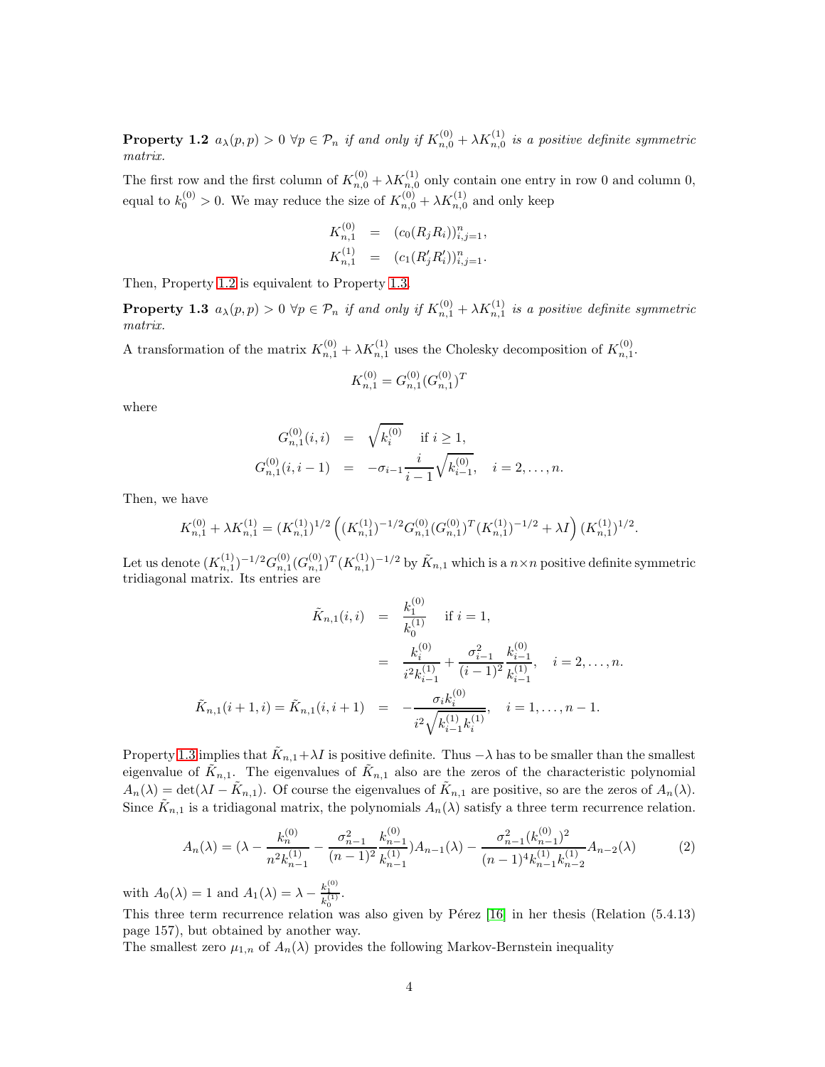**Property 1.2** *$a_\lambda(p,p) > 0$ $\forall p \in \mathcal{P}_n$ if and only if $K^{(0)}_{n,0} + \lambda K^{(1)}_{n,0}$ is a positive definite symmetric matrix.*

The first row and the first column of $K^{(0)}_{n,0} + \lambda K^{(1)}_{n,0}$ only contain one entry in row 0 and column 0, equal to $k^{(0)}_0 > 0$. We may reduce the size of $K^{(0)}_{n,0} + \lambda K^{(1)}_{n,0}$ and only keep

$$
\begin{aligned}
K^{(0)}_{n,1} &= (c_0(R_j R_i))_{i,j=1}^n, \\
K^{(1)}_{n,1} &= (c_1(R'_j R'_i))_{i,j=1}^n.
\end{aligned}
$$

Then, Property 1.2 is equivalent to Property 1.3.

**Property 1.3** *$a_\lambda(p,p) > 0$ $\forall p \in \mathcal{P}_n$ if and only if $K^{(0)}_{n,1} + \lambda K^{(1)}_{n,1}$ is a positive definite symmetric matrix.*

A transformation of the matrix $K^{(0)}_{n,1} + \lambda K^{(1)}_{n,1}$ uses the Cholesky decomposition of $K^{(0)}_{n,1}$.

$$
K^{(0)}_{n,1} = G^{(0)}_{n,1}(G^{(0)}_{n,1})^T
$$

where

$$
\begin{aligned}
G^{(0)}_{n,1}(i,i) &= \sqrt{k^{(0)}_i} \quad \text{if } i \geq 1, \\
G^{(0)}_{n,1}(i,i-1) &= -\sigma_{i-1}\frac{i}{i-1}\sqrt{k^{(0)}_{i-1}}, \quad i = 2, \ldots, n.
\end{aligned}
$$

Then, we have

$$
K^{(0)}_{n,1} + \lambda K^{(1)}_{n,1} = (K^{(1)}_{n,1})^{1/2}\left((K^{(1)}_{n,1})^{-1/2}G^{(0)}_{n,1}(G^{(0)}_{n,1})^T(K^{(1)}_{n,1})^{-1/2} + \lambda I\right)(K^{(1)}_{n,1})^{1/2}.
$$

Let us denote $(K^{(1)}_{n,1})^{-1/2}G^{(0)}_{n,1}(G^{(0)}_{n,1})^T(K^{(1)}_{n,1})^{-1/2}$ by $\tilde{K}_{n,1}$ which is a $n \times n$ positive definite symmetric tridiagonal matrix. Its entries are

$$
\begin{aligned}
\tilde{K}_{n,1}(i,i) &= \frac{k^{(0)}_1}{k^{(1)}_0} \quad \text{if } i = 1, \\
&= \frac{k^{(0)}_i}{i^2 k^{(1)}_{i-1}} + \frac{\sigma^2_{i-1}}{(i-1)^2}\frac{k^{(0)}_{i-1}}{k^{(1)}_{i-1}}, \quad i = 2, \ldots, n. \\
\tilde{K}_{n,1}(i+1,i) = \tilde{K}_{n,1}(i,i+1) &= -\frac{\sigma_i k^{(0)}_i}{i^2\sqrt{k^{(1)}_{i-1}k^{(1)}_i}}, \quad i = 1, \ldots, n-1.
\end{aligned}
$$

Property 1.3 implies that $\tilde{K}_{n,1} + \lambda I$ is positive definite. Thus $-\lambda$ has to be smaller than the smallest eigenvalue of $\tilde{K}_{n,1}$. The eigenvalues of $\tilde{K}_{n,1}$ also are the zeros of the characteristic polynomial $A_n(\lambda) = \det(\lambda I - \tilde{K}_{n,1})$. Of course the eigenvalues of $\tilde{K}_{n,1}$ are positive, so are the zeros of $A_n(\lambda)$. Since $\tilde{K}_{n,1}$ is a tridiagonal matrix, the polynomials $A_n(\lambda)$ satisfy a three term recurrence relation.

$$
A_n(\lambda) = \left(\lambda - \frac{k^{(0)}_n}{n^2 k^{(1)}_{n-1}} - \frac{\sigma^2_{n-1}}{(n-1)^2}\frac{k^{(0)}_{n-1}}{k^{(1)}_{n-1}}\right)A_{n-1}(\lambda) - \frac{\sigma^2_{n-1}(k^{(0)}_{n-1})^2}{(n-1)^4 k^{(1)}_{n-1}k^{(1)}_{n-2}}A_{n-2}(\lambda) \tag{2}
$$

with $A_0(\lambda) = 1$ and $A_1(\lambda) = \lambda - \frac{k^{(0)}_1}{k^{(1)}_0}$.

This three term recurrence relation was also given by Pérez [16] in her thesis (Relation (5.4.13) page 157), but obtained by another way.

The smallest zero $\mu_{1,n}$ of $A_n(\lambda)$ provides the following Markov-Bernstein inequality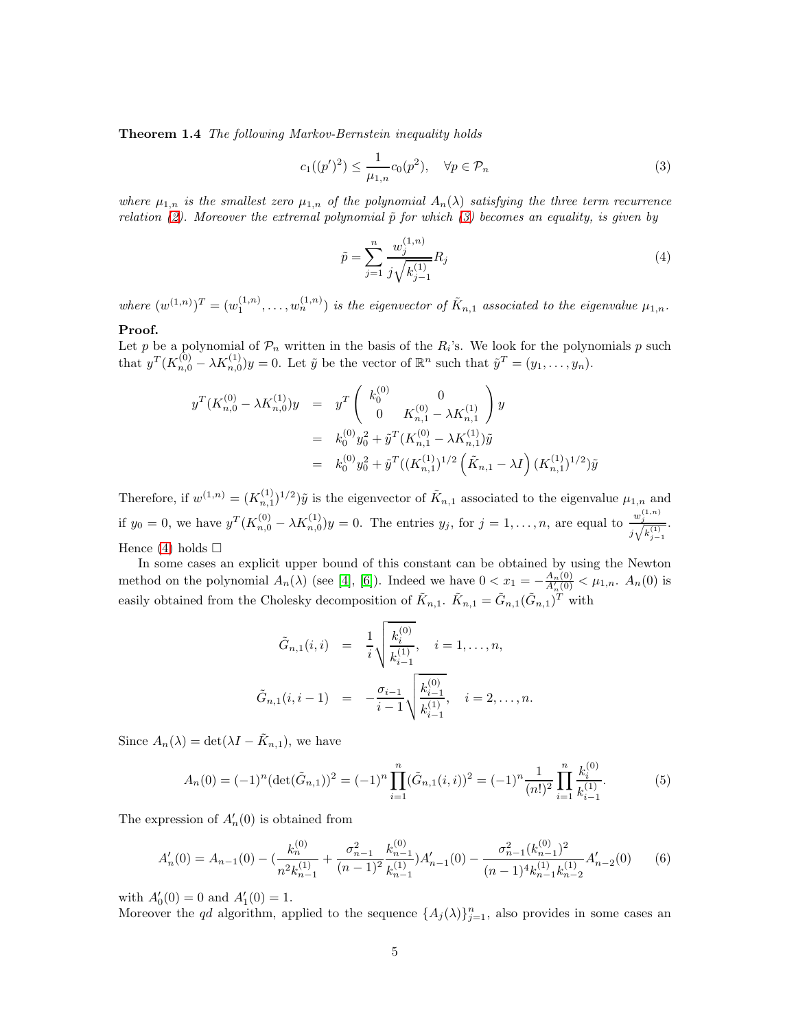**Theorem 1.4** *The following Markov-Bernstein inequality holds*

$$c_1((p')^2) \leq \frac{1}{\mu_{1,n}} c_0(p^2), \quad \forall p \in \mathcal{P}_n \tag{3}$$

*where $\mu_{1,n}$ is the smallest zero $\mu_{1,n}$ of the polynomial $A_n(\lambda)$ satisfying the three term recurrence relation (2). Moreover the extremal polynomial $\tilde{p}$ for which (3) becomes an equality, is given by*

$$\tilde{p} = \sum_{j=1}^{n} \frac{w_j^{(1,n)}}{j\sqrt{k_{j-1}^{(1)}}} R_j \tag{4}$$

*where $(w^{(1,n)})^T = (w_1^{(1,n)}, \ldots, w_n^{(1,n)})$ is the eigenvector of $\tilde{K}_{n,1}$ associated to the eigenvalue $\mu_{1,n}$.*

**Proof.**
Let $p$ be a polynomial of $\mathcal{P}_n$ written in the basis of the $R_i$'s. We look for the polynomials $p$ such that $y^T(K_{n,0}^{(0)} - \lambda K_{n,0}^{(1)})y = 0$. Let $\tilde{y}$ be the vector of $\mathbb{R}^n$ such that $\tilde{y}^T = (y_1, \ldots, y_n)$.

$$\begin{aligned}
y^T(K_{n,0}^{(0)} - \lambda K_{n,0}^{(1)})y &= y^T \begin{pmatrix} k_0^{(0)} & 0 \\ 0 & K_{n,1}^{(0)} - \lambda K_{n,1}^{(1)} \end{pmatrix} y \\
&= k_0^{(0)} y_0^2 + \tilde{y}^T(K_{n,1}^{(0)} - \lambda K_{n,1}^{(1)})\tilde{y} \\
&= k_0^{(0)} y_0^2 + \tilde{y}^T((K_{n,1}^{(1)})^{1/2}\left(\tilde{K}_{n,1} - \lambda I\right)(K_{n,1}^{(1)})^{1/2})\tilde{y}
\end{aligned}$$

Therefore, if $w^{(1,n)} = (K_{n,1}^{(1)})^{1/2}\tilde{y}$ is the eigenvector of $\tilde{K}_{n,1}$ associated to the eigenvalue $\mu_{1,n}$ and if $y_0 = 0$, we have $y^T(K_{n,0}^{(0)} - \lambda K_{n,0}^{(1)})y = 0$. The entries $y_j$, for $j = 1, \ldots, n$, are equal to $\frac{w_j^{(1,n)}}{j\sqrt{k_{j-1}^{(1)}}}$. Hence (4) holds □

In some cases an explicit upper bound of this constant can be obtained by using the Newton method on the polynomial $A_n(\lambda)$ (see [4], [6]). Indeed we have $0 < x_1 = -\frac{A_n(0)}{A_n'(0)} < \mu_{1,n}$. $A_n(0)$ is easily obtained from the Cholesky decomposition of $\tilde{K}_{n,1}$. $\tilde{K}_{n,1} = \tilde{G}_{n,1}(\tilde{G}_{n,1})^T$ with

$$\begin{aligned}
\tilde{G}_{n,1}(i,i) &= \frac{1}{i}\sqrt{\frac{k_i^{(0)}}{k_{i-1}^{(1)}}}, \quad i = 1, \ldots, n, \\
\tilde{G}_{n,1}(i,i-1) &= -\frac{\sigma_{i-1}}{i-1}\sqrt{\frac{k_{i-1}^{(0)}}{k_{i-1}^{(1)}}}, \quad i = 2, \ldots, n.
\end{aligned}$$

Since $A_n(\lambda) = \det(\lambda I - \tilde{K}_{n,1})$, we have

$$A_n(0) = (-1)^n (\det(\tilde{G}_{n,1}))^2 = (-1)^n \prod_{i=1}^{n} (\tilde{G}_{n,1}(i,i))^2 = (-1)^n \frac{1}{(n!)^2} \prod_{i=1}^{n} \frac{k_i^{(0)}}{k_{i-1}^{(1)}}. \tag{5}$$

The expression of $A_n'(0)$ is obtained from

$$A_n'(0) = A_{n-1}(0) - \left(\frac{k_n^{(0)}}{n^2 k_{n-1}^{(1)}} + \frac{\sigma_{n-1}^2}{(n-1)^2}\frac{k_{n-1}^{(0)}}{k_{n-1}^{(1)}}\right)A_{n-1}'(0) - \frac{\sigma_{n-1}^2 (k_{n-1}^{(0)})^2}{(n-1)^4 k_{n-1}^{(1)} k_{n-2}^{(1)}} A_{n-2}'(0) \tag{6}$$

with $A_0'(0) = 0$ and $A_1'(0) = 1$.
Moreover the $qd$ algorithm, applied to the sequence $\{A_j(\lambda)\}_{j=1}^n$, also provides in some cases an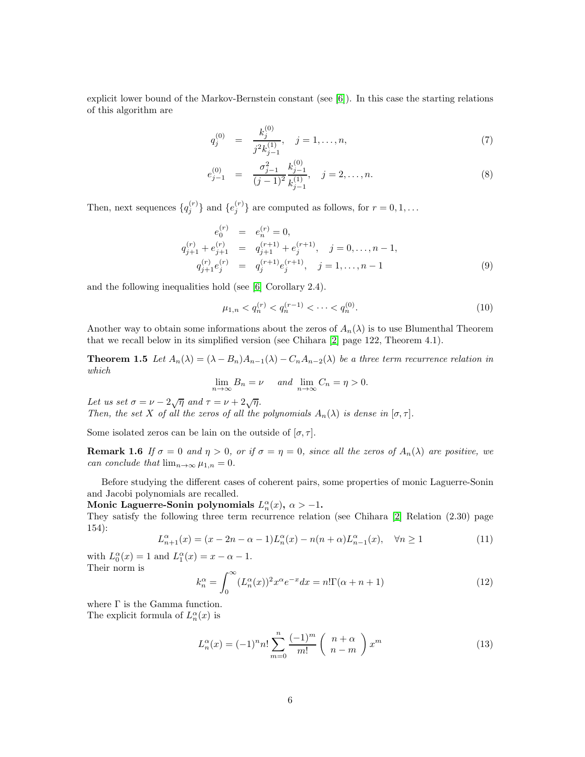explicit lower bound of the Markov-Bernstein constant (see [6]). In this case the starting relations of this algorithm are

$$q_j^{(0)} = \frac{k_j^{(0)}}{j^2 k_{j-1}^{(1)}}, \quad j = 1, \dots, n, \tag{7}$$

$$e_{j-1}^{(0)} = \frac{\sigma_{j-1}^2}{(j-1)^2} \frac{k_{j-1}^{(0)}}{k_{j-1}^{(1)}}, \quad j = 2, \dots, n. \tag{8}$$

Then, next sequences $\{q_j^{(r)}\}$ and $\{e_j^{(r)}\}$ are computed as follows, for $r = 0, 1, \dots$

$$\begin{aligned} e_0^{(r)} &= e_n^{(r)} = 0, \\ q_{j+1}^{(r)} + e_{j+1}^{(r)} &= q_{j+1}^{(r+1)} + e_j^{(r+1)}, \quad j = 0, \dots, n-1, \\ q_{j+1}^{(r)} e_j^{(r)} &= q_j^{(r+1)} e_j^{(r+1)}, \quad j = 1, \dots, n-1 \end{aligned} \tag{9}$$

and the following inequalities hold (see [6] Corollary 2.4).

$$\mu_{1,n} < q_n^{(r)} < q_n^{(r-1)} < \dots < q_n^{(0)}. \tag{10}$$

Another way to obtain some informations about the zeros of $A_n(\lambda)$ is to use Blumenthal Theorem that we recall below in its simplified version (see Chihara [2] page 122, Theorem 4.1).

**Theorem 1.5** *Let $A_n(\lambda) = (\lambda - B_n)A_{n-1}(\lambda) - C_n A_{n-2}(\lambda)$ be a three term recurrence relation in which*

$$\lim_{n\to\infty} B_n = \nu \quad \text{ and } \lim_{n\to\infty} C_n = \eta > 0.$$

*Let us set $\sigma = \nu - 2\sqrt{\eta}$ and $\tau = \nu + 2\sqrt{\eta}$.*
*Then, the set $X$ of all the zeros of all the polynomials $A_n(\lambda)$ is dense in $[\sigma, \tau]$.*

Some isolated zeros can be lain on the outside of $[\sigma, \tau]$.

**Remark 1.6** *If $\sigma = 0$ and $\eta > 0$, or if $\sigma = \eta = 0$, since all the zeros of $A_n(\lambda)$ are positive, we can conclude that $\lim_{n\to\infty} \mu_{1,n} = 0$.*

Before studying the different cases of coherent pairs, some properties of monic Laguerre-Sonin and Jacobi polynomials are recalled.

**Monic Laguerre-Sonin polynomials $L_n^\alpha(x)$, $\alpha > -1$.**

They satisfy the following three term recurrence relation (see Chihara [2] Relation (2.30) page 154):

$$L_{n+1}^\alpha(x) = (x - 2n - \alpha - 1)L_n^\alpha(x) - n(n+\alpha)L_{n-1}^\alpha(x), \quad \forall n \geq 1 \tag{11}$$

with $L_0^\alpha(x) = 1$ and $L_1^\alpha(x) = x - \alpha - 1$.
Their norm is

$$k_n^\alpha = \int_0^\infty (L_n^\alpha(x))^2 x^\alpha e^{-x} dx = n!\Gamma(\alpha + n + 1) \tag{12}$$

where $\Gamma$ is the Gamma function.
The explicit formula of $L_n^\alpha(x)$ is

$$L_n^\alpha(x) = (-1)^n n! \sum_{m=0}^{n} \frac{(-1)^m}{m!} \binom{n+\alpha}{n-m} x^m \tag{13}$$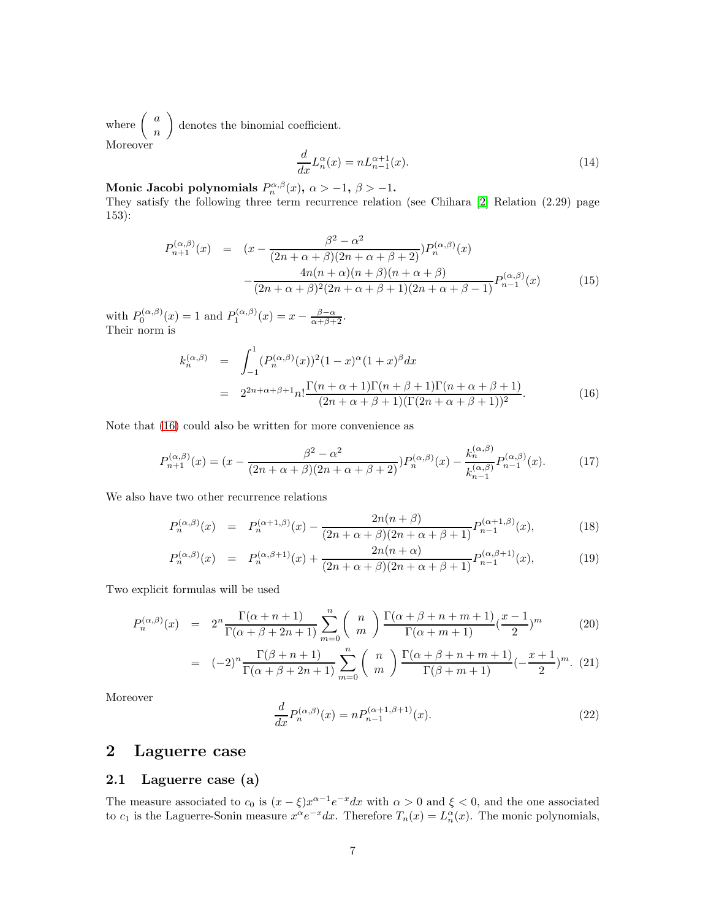where $\left( \begin{array}{c} a \\ n \end{array} \right)$ denotes the binomial coefficient.
Moreover

$$\frac{d}{dx}L_n^{\alpha}(x) = nL_{n-1}^{\alpha+1}(x). \tag{14}$$

**Monic Jacobi polynomials $P_n^{\alpha,\beta}(x)$, $\alpha > -1$, $\beta > -1$.**
They satisfy the following three term recurrence relation (see Chihara [2] Relation (2.29) page 153):

$$\begin{aligned}
P_{n+1}^{(\alpha,\beta)}(x) &= (x - \frac{\beta^2-\alpha^2}{(2n+\alpha+\beta)(2n+\alpha+\beta+2)})P_n^{(\alpha,\beta)}(x) \\
&\quad - \frac{4n(n+\alpha)(n+\beta)(n+\alpha+\beta)}{(2n+\alpha+\beta)^2(2n+\alpha+\beta+1)(2n+\alpha+\beta-1)}P_{n-1}^{(\alpha,\beta)}(x)
\end{aligned} \tag{15}$$

with $P_0^{(\alpha,\beta)}(x) = 1$ and $P_1^{(\alpha,\beta)}(x) = x - \frac{\beta-\alpha}{\alpha+\beta+2}$.
Their norm is

$$\begin{aligned}
k_n^{(\alpha,\beta)} &= \int_{-1}^{1}(P_n^{(\alpha,\beta)}(x))^2(1-x)^{\alpha}(1+x)^{\beta}dx \\
&= 2^{2n+\alpha+\beta+1}n!\frac{\Gamma(n+\alpha+1)\Gamma(n+\beta+1)\Gamma(n+\alpha+\beta+1)}{(2n+\alpha+\beta+1)(\Gamma(2n+\alpha+\beta+1))^2}.
\end{aligned} \tag{16}$$

Note that (16) could also be written for more convenience as

$$P_{n+1}^{(\alpha,\beta)}(x) = (x - \frac{\beta^2-\alpha^2}{(2n+\alpha+\beta)(2n+\alpha+\beta+2)})P_n^{(\alpha,\beta)}(x) - \frac{k_n^{(\alpha,\beta)}}{k_{n-1}^{(\alpha,\beta)}}P_{n-1}^{(\alpha,\beta)}(x). \tag{17}$$

We also have two other recurrence relations

$$P_n^{(\alpha,\beta)}(x) = P_n^{(\alpha+1,\beta)}(x) - \frac{2n(n+\beta)}{(2n+\alpha+\beta)(2n+\alpha+\beta+1)}P_{n-1}^{(\alpha+1,\beta)}(x), \tag{18}$$

$$P_n^{(\alpha,\beta)}(x) = P_n^{(\alpha,\beta+1)}(x) + \frac{2n(n+\alpha)}{(2n+\alpha+\beta)(2n+\alpha+\beta+1)}P_{n-1}^{(\alpha,\beta+1)}(x), \tag{19}$$

Two explicit formulas will be used

$$\begin{aligned}
P_n^{(\alpha,\beta)}(x) &= 2^n\frac{\Gamma(\alpha+n+1)}{\Gamma(\alpha+\beta+2n+1)}\sum_{m=0}^{n}\left( \begin{array}{c} n \\ m \end{array} \right)\frac{\Gamma(\alpha+\beta+n+m+1)}{\Gamma(\alpha+m+1)}(\frac{x-1}{2})^m \qquad (20) \\
&= (-2)^n\frac{\Gamma(\beta+n+1)}{\Gamma(\alpha+\beta+2n+1)}\sum_{m=0}^{n}\left( \begin{array}{c} n \\ m \end{array} \right)\frac{\Gamma(\alpha+\beta+n+m+1)}{\Gamma(\beta+m+1)}(-\frac{x+1}{2})^m. \qquad (21)
\end{aligned}$$

Moreover

$$\frac{d}{dx}P_n^{(\alpha,\beta)}(x) = nP_{n-1}^{(\alpha+1,\beta+1)}(x). \tag{22}$$

## 2 Laguerre case

### 2.1 Laguerre case (a)

The measure associated to $c_0$ is $(x-\xi)x^{\alpha-1}e^{-x}dx$ with $\alpha > 0$ and $\xi < 0$, and the one associated to $c_1$ is the Laguerre-Sonin measure $x^{\alpha}e^{-x}dx$. Therefore $T_n(x) = L_n^{\alpha}(x)$. The monic polynomials,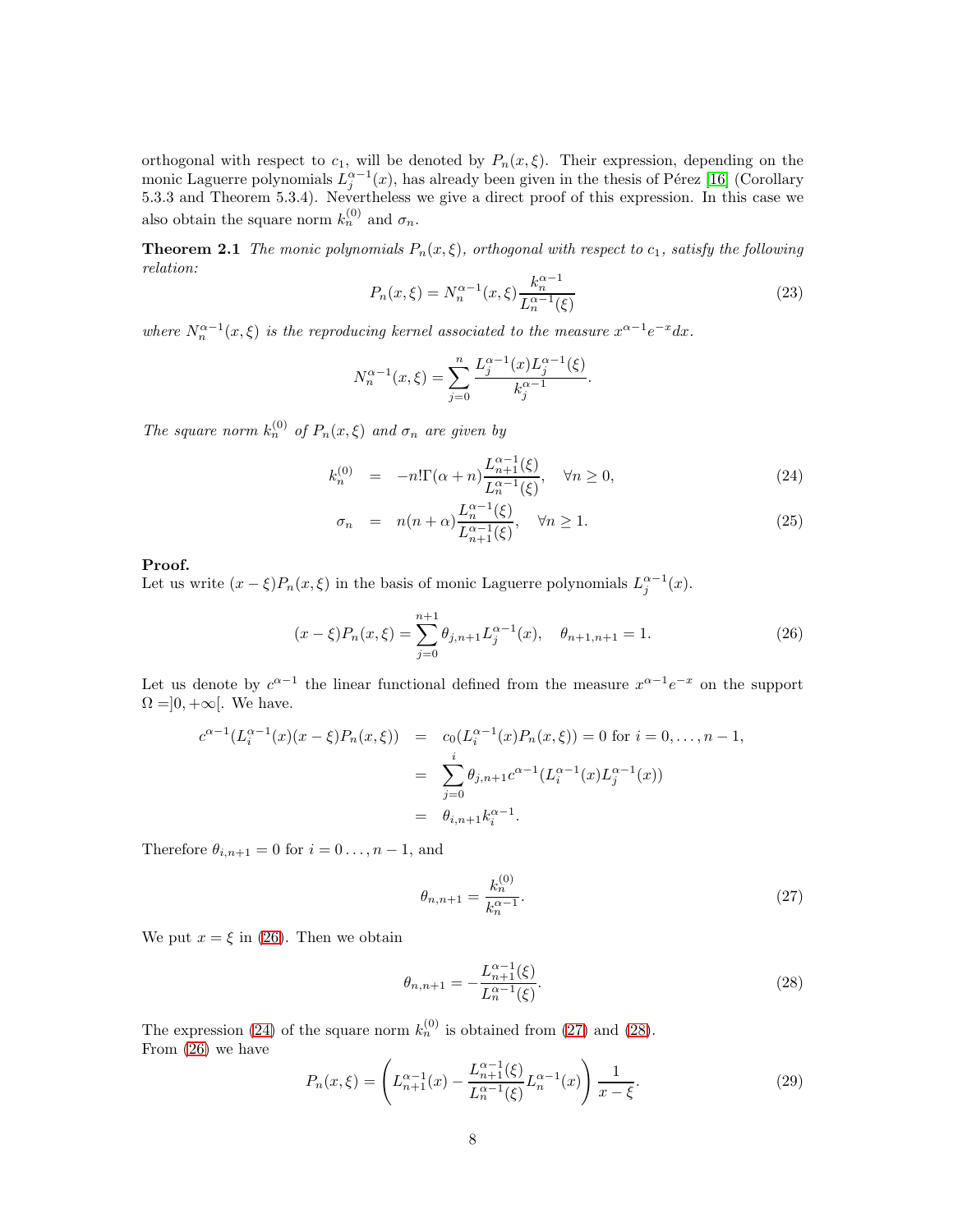orthogonal with respect to $c_1$, will be denoted by $P_n(x, \xi)$. Their expression, depending on the monic Laguerre polynomials $L_j^{\alpha-1}(x)$, has already been given in the thesis of Pérez [16] (Corollary 5.3.3 and Theorem 5.3.4). Nevertheless we give a direct proof of this expression. In this case we also obtain the square norm $k_n^{(0)}$ and $\sigma_n$.

**Theorem 2.1** *The monic polynomials $P_n(x, \xi)$, orthogonal with respect to $c_1$, satisfy the following relation:*

$$P_n(x, \xi) = N_n^{\alpha-1}(x, \xi) \frac{k_n^{\alpha-1}}{L_n^{\alpha-1}(\xi)} \tag{23}$$

*where $N_n^{\alpha-1}(x, \xi)$ is the reproducing kernel associated to the measure $x^{\alpha-1}e^{-x}dx$.*

$$N_n^{\alpha-1}(x, \xi) = \sum_{j=0}^{n} \frac{L_j^{\alpha-1}(x) L_j^{\alpha-1}(\xi)}{k_j^{\alpha-1}}.$$

*The square norm $k_n^{(0)}$ of $P_n(x, \xi)$ and $\sigma_n$ are given by*

$$k_n^{(0)} = -n!\Gamma(\alpha + n) \frac{L_{n+1}^{\alpha-1}(\xi)}{L_n^{\alpha-1}(\xi)}, \quad \forall n \geq 0, \tag{24}$$

$$\sigma_n = n(n + \alpha) \frac{L_n^{\alpha-1}(\xi)}{L_{n+1}^{\alpha-1}(\xi)}, \quad \forall n \geq 1. \tag{25}$$

**Proof.**
Let us write $(x - \xi)P_n(x, \xi)$ in the basis of monic Laguerre polynomials $L_j^{\alpha-1}(x)$.

$$(x - \xi)P_n(x, \xi) = \sum_{j=0}^{n+1} \theta_{j,n+1} L_j^{\alpha-1}(x), \quad \theta_{n+1,n+1} = 1. \tag{26}$$

Let us denote by $c^{\alpha-1}$ the linear functional defined from the measure $x^{\alpha-1}e^{-x}$ on the support $\Omega = ]0, +\infty[$. We have.

$$\begin{aligned}
c^{\alpha-1}(L_i^{\alpha-1}(x)(x - \xi)P_n(x, \xi)) &= c_0(L_i^{\alpha-1}(x)P_n(x, \xi)) = 0 \text{ for } i = 0, \ldots, n-1, \\
&= \sum_{j=0}^{i} \theta_{j,n+1} c^{\alpha-1}(L_i^{\alpha-1}(x) L_j^{\alpha-1}(x)) \\
&= \theta_{i,n+1} k_i^{\alpha-1}.
\end{aligned}$$

Therefore $\theta_{i,n+1} = 0$ for $i = 0 \ldots, n-1$, and

$$\theta_{n,n+1} = \frac{k_n^{(0)}}{k_n^{\alpha-1}}. \tag{27}$$

We put $x = \xi$ in (26). Then we obtain

$$\theta_{n,n+1} = -\frac{L_{n+1}^{\alpha-1}(\xi)}{L_n^{\alpha-1}(\xi)}. \tag{28}$$

The expression (24) of the square norm $k_n^{(0)}$ is obtained from (27) and (28).
From (26) we have

$$P_n(x, \xi) = \left( L_{n+1}^{\alpha-1}(x) - \frac{L_{n+1}^{\alpha-1}(\xi)}{L_n^{\alpha-1}(\xi)} L_n^{\alpha-1}(x) \right) \frac{1}{x - \xi}. \tag{29}$$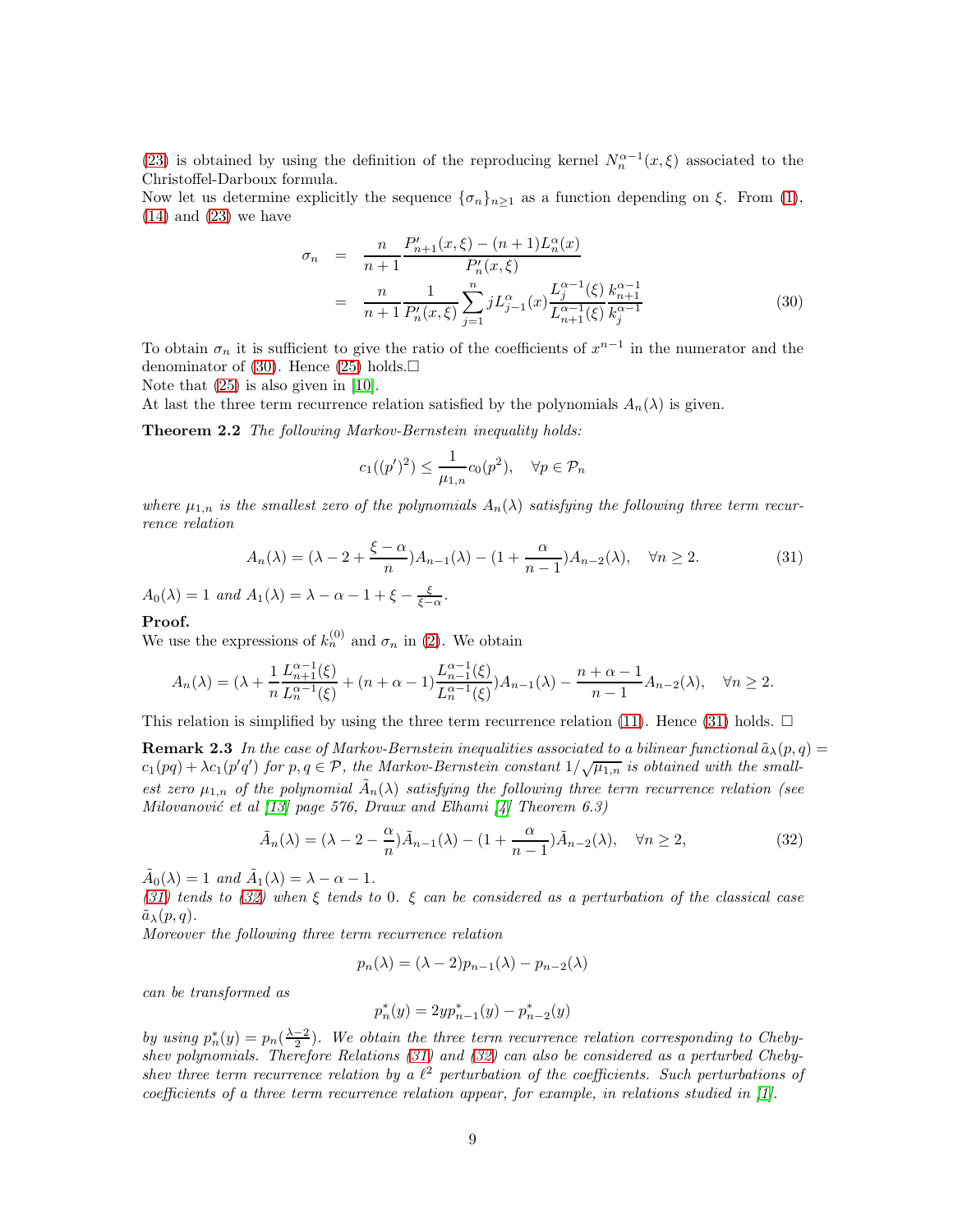(23) is obtained by using the definition of the reproducing kernel $N_n^{\alpha-1}(x,\xi)$ associated to the Christoffel-Darboux formula.

Now let us determine explicitly the sequence $\{\sigma_n\}_{n\geq 1}$ as a function depending on $\xi$. From (1), (14) and (23) we have

$$
\begin{aligned}
\sigma_n &= \frac{n}{n+1}\frac{P'_{n+1}(x,\xi)-(n+1)L_n^{\alpha}(x)}{P'_n(x,\xi)} \\
&= \frac{n}{n+1}\frac{1}{P'_n(x,\xi)}\sum_{j=1}^{n} jL_{j-1}^{\alpha}(x)\frac{L_j^{\alpha-1}(\xi)}{L_{n+1}^{\alpha-1}(\xi)}\frac{k_{n+1}^{\alpha-1}}{k_j^{\alpha-1}}
\end{aligned}
\tag{30}
$$

To obtain $\sigma_n$ it is sufficient to give the ratio of the coefficients of $x^{n-1}$ in the numerator and the denominator of (30). Hence (25) holds.□

Note that (25) is also given in [10].

At last the three term recurrence relation satisfied by the polynomials $A_n(\lambda)$ is given.

**Theorem 2.2** *The following Markov-Bernstein inequality holds:*

$$
c_1((p')^2) \leq \frac{1}{\mu_{1,n}} c_0(p^2), \quad \forall p \in \mathcal{P}_n
$$

*where $\mu_{1,n}$ is the smallest zero of the polynomials $A_n(\lambda)$ satisfying the following three term recurrence relation*

$$
A_n(\lambda) = (\lambda - 2 + \frac{\xi-\alpha}{n})A_{n-1}(\lambda) - (1+\frac{\alpha}{n-1})A_{n-2}(\lambda), \quad \forall n \geq 2. \tag{31}
$$

$A_0(\lambda) = 1$ *and* $A_1(\lambda) = \lambda - \alpha - 1 + \xi - \frac{\xi}{\xi-\alpha}$.

**Proof.**

We use the expressions of $k_n^{(0)}$ and $\sigma_n$ in (2). We obtain

$$
A_n(\lambda) = (\lambda + \frac{1}{n}\frac{L_{n+1}^{\alpha-1}(\xi)}{L_n^{\alpha-1}(\xi)} + (n+\alpha-1)\frac{L_{n-1}^{\alpha-1}(\xi)}{L_n^{\alpha-1}(\xi)})A_{n-1}(\lambda) - \frac{n+\alpha-1}{n-1}A_{n-2}(\lambda), \quad \forall n \geq 2.
$$

This relation is simplified by using the three term recurrence relation (11). Hence (31) holds. □

**Remark 2.3** *In the case of Markov-Bernstein inequalities associated to a bilinear functional $\tilde{a}_\lambda(p,q) = c_1(pq) + \lambda c_1(p'q')$ for $p,q \in \mathcal{P}$, the Markov-Bernstein constant $1/\sqrt{\mu_{1,n}}$ is obtained with the smallest zero $\mu_{1,n}$ of the polynomial $\tilde{A}_n(\lambda)$ satisfying the following three term recurrence relation (see Milovanović et al [13] page 576, Draux and Elhami [4] Theorem 6.3)*

$$
\tilde{A}_n(\lambda) = (\lambda - 2 - \frac{\alpha}{n})\tilde{A}_{n-1}(\lambda) - (1+\frac{\alpha}{n-1})\tilde{A}_{n-2}(\lambda), \quad \forall n \geq 2, \tag{32}
$$

$\tilde{A}_0(\lambda) = 1$ *and* $\tilde{A}_1(\lambda) = \lambda - \alpha - 1$.

*(31) tends to (32) when $\xi$ tends to 0. $\xi$ can be considered as a perturbation of the classical case $\tilde{a}_\lambda(p,q)$.*

*Moreover the following three term recurrence relation*

$$
p_n(\lambda) = (\lambda - 2)p_{n-1}(\lambda) - p_{n-2}(\lambda)
$$

*can be transformed as*

$$
p_n^*(y) = 2yp_{n-1}^*(y) - p_{n-2}^*(y)
$$

*by using $p_n^*(y) = p_n(\frac{\lambda-2}{2})$. We obtain the three term recurrence relation corresponding to Chebyshev polynomials. Therefore Relations (31) and (32) can also be considered as a perturbed Chebyshev three term recurrence relation by a $\ell^2$ perturbation of the coefficients. Such perturbations of coefficients of a three term recurrence relation appear, for example, in relations studied in [1].*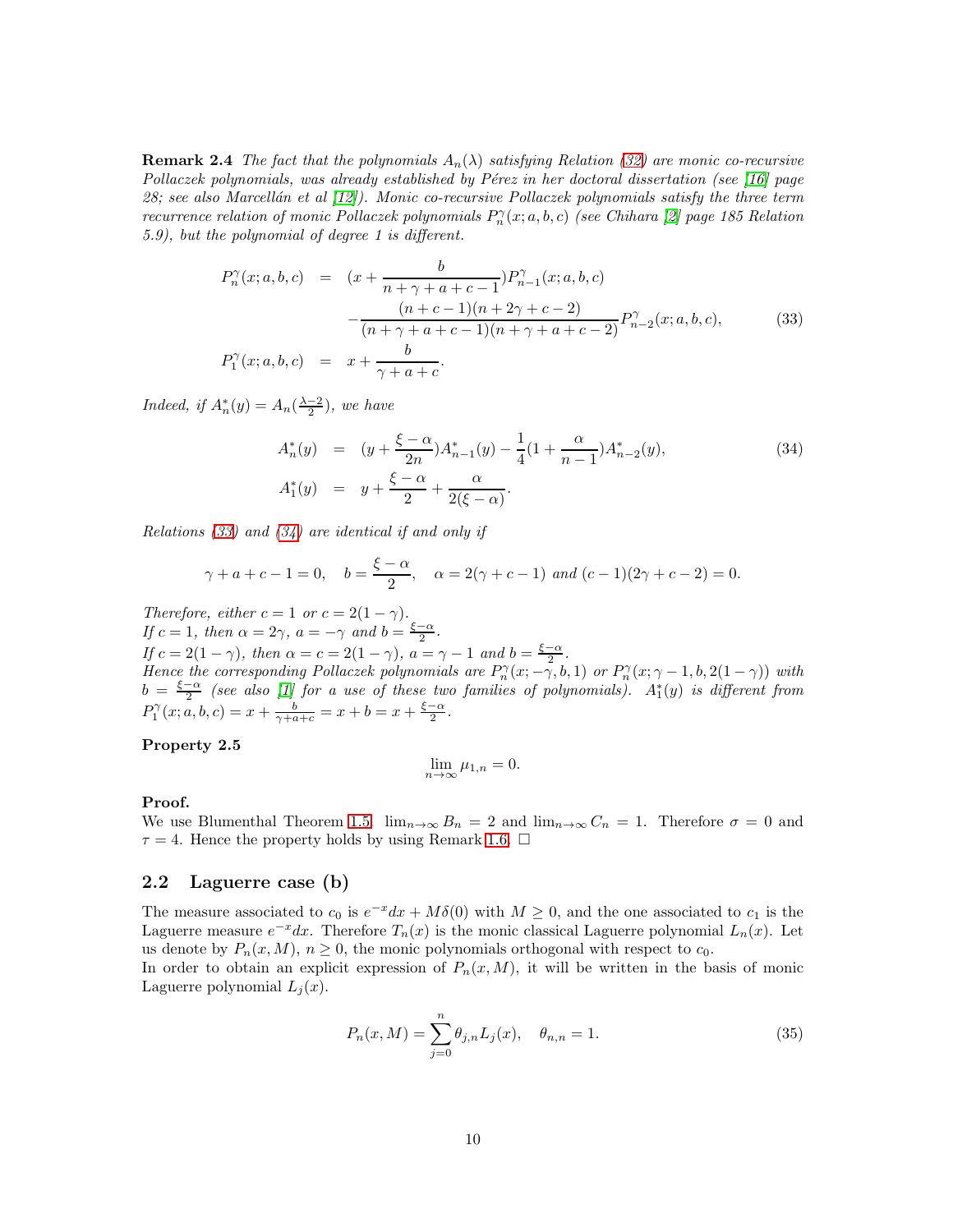**Remark 2.4** *The fact that the polynomials $A_n(\lambda)$ satisfying Relation (32) are monic co-recursive Pollaczek polynomials, was already established by Pérez in her doctoral dissertation (see [16] page 28; see also Marcellán et al [12]). Monic co-recursive Pollaczek polynomials satisfy the three term recurrence relation of monic Pollaczek polynomials $P_n^\gamma(x; a, b, c)$ (see Chihara [2] page 185 Relation 5.9), but the polynomial of degree 1 is different.*

$$
\begin{aligned}
P_n^\gamma(x; a, b, c) &= (x + \frac{b}{n+\gamma+a+c-1})P_{n-1}^\gamma(x; a, b, c) \\
&\quad - \frac{(n+c-1)(n+2\gamma+c-2)}{(n+\gamma+a+c-1)(n+\gamma+a+c-2)}P_{n-2}^\gamma(x; a, b, c), \\
P_1^\gamma(x; a, b, c) &= x + \frac{b}{\gamma+a+c}.
\end{aligned}
\tag{33}
$$

*Indeed, if $A_n^*(y) = A_n(\frac{\lambda-2}{2})$, we have*

$$
\begin{aligned}
A_n^*(y) &= (y + \frac{\xi-\alpha}{2n})A_{n-1}^*(y) - \frac{1}{4}(1 + \frac{\alpha}{n-1})A_{n-2}^*(y), \\
A_1^*(y) &= y + \frac{\xi-\alpha}{2} + \frac{\alpha}{2(\xi-\alpha)}.
\end{aligned}
\tag{34}
$$

*Relations (33) and (34) are identical if and only if*

$$
\gamma + a + c - 1 = 0, \quad b = \frac{\xi-\alpha}{2}, \quad \alpha = 2(\gamma+c-1) \text{ and } (c-1)(2\gamma+c-2) = 0.
$$

*Therefore, either $c = 1$ or $c = 2(1-\gamma)$.*
*If $c = 1$, then $\alpha = 2\gamma$, $a = -\gamma$ and $b = \frac{\xi-\alpha}{2}$.*
*If $c = 2(1-\gamma)$, then $\alpha = c = 2(1-\gamma)$, $a = \gamma - 1$ and $b = \frac{\xi-\alpha}{2}$.*
*Hence the corresponding Pollaczek polynomials are $P_n^\gamma(x; -\gamma, b, 1)$ or $P_n^\gamma(x; \gamma-1, b, 2(1-\gamma))$ with $b = \frac{\xi-\alpha}{2}$ (see also [1] for a use of these two families of polynomials). $A_1^*(y)$ is different from $P_1^\gamma(x; a, b, c) = x + \frac{b}{\gamma+a+c} = x + b = x + \frac{\xi-\alpha}{2}$.*

**Property 2.5**

$$
\lim_{n\to\infty} \mu_{1,n} = 0.
$$

**Proof.**
We use Blumenthal Theorem 1.5. $\lim_{n\to\infty} B_n = 2$ and $\lim_{n\to\infty} C_n = 1$. Therefore $\sigma = 0$ and $\tau = 4$. Hence the property holds by using Remark 1.6. $\square$

## 2.2 Laguerre case (b)

The measure associated to $c_0$ is $e^{-x}dx + M\delta(0)$ with $M \geq 0$, and the one associated to $c_1$ is the Laguerre measure $e^{-x}dx$. Therefore $T_n(x)$ is the monic classical Laguerre polynomial $L_n(x)$. Let us denote by $P_n(x, M)$, $n \geq 0$, the monic polynomials orthogonal with respect to $c_0$.
In order to obtain an explicit expression of $P_n(x, M)$, it will be written in the basis of monic Laguerre polynomial $L_j(x)$.

$$
P_n(x, M) = \sum_{j=0}^{n} \theta_{j,n} L_j(x), \quad \theta_{n,n} = 1. \tag{35}
$$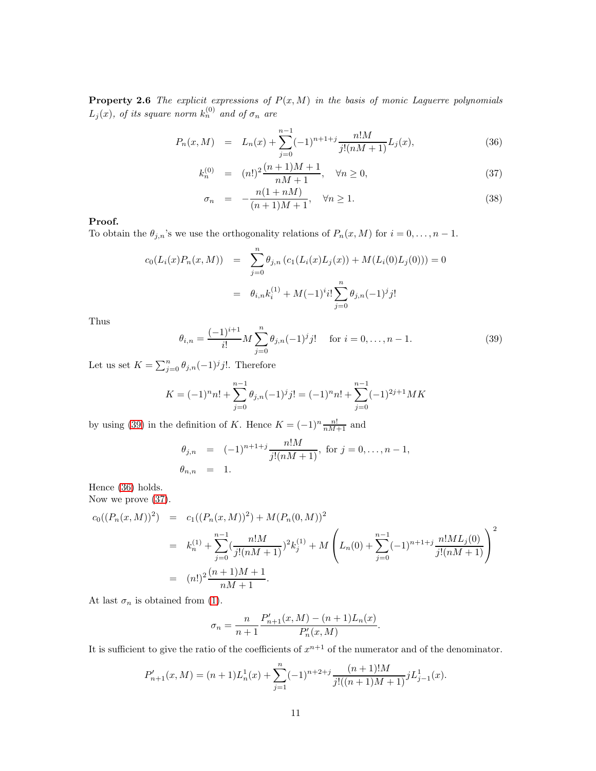**Property 2.6** *The explicit expressions of $P(x,M)$ in the basis of monic Laguerre polynomials $L_j(x)$, of its square norm $k_n^{(0)}$ and of $\sigma_n$ are*

$$
\begin{aligned}
P_n(x,M) &= L_n(x) + \sum_{j=0}^{n-1} (-1)^{n+1+j} \frac{n!M}{j!(nM+1)} L_j(x), && (36)\\
k_n^{(0)} &= (n!)^2 \frac{(n+1)M+1}{nM+1}, \quad \forall n \geq 0, && (37)\\
\sigma_n &= -\frac{n(1+nM)}{(n+1)M+1}, \quad \forall n \geq 1. && (38)
\end{aligned}
$$

**Proof.**
To obtain the $\theta_{j,n}$'s we use the orthogonality relations of $P_n(x,M)$ for $i = 0, \ldots, n-1$.

$$
\begin{aligned}
c_0(L_i(x)P_n(x,M)) &= \sum_{j=0}^{n} \theta_{j,n} \left( c_1(L_i(x)L_j(x)) + M(L_i(0)L_j(0)) \right) = 0\\
&= \theta_{i,n} k_i^{(1)} + M(-1)^i i! \sum_{j=0}^{n} \theta_{j,n} (-1)^j j!
\end{aligned}
$$

Thus

$$
\theta_{i,n} = \frac{(-1)^{i+1}}{i!} M \sum_{j=0}^{n} \theta_{j,n} (-1)^j j! \quad \text{ for } i = 0, \ldots, n-1. \tag{39}
$$

Let us set $K = \sum_{j=0}^{n} \theta_{j,n}(-1)^j j!$. Therefore

$$
K = (-1)^n n! + \sum_{j=0}^{n-1} \theta_{j,n} (-1)^j j! = (-1)^n n! + \sum_{j=0}^{n-1} (-1)^{2j+1} MK
$$

by using (39) in the definition of $K$. Hence $K = (-1)^n \frac{n!}{nM+1}$ and

$$
\begin{aligned}
\theta_{j,n} &= (-1)^{n+1+j} \frac{n!M}{j!(nM+1)}, \text{ for } j = 0, \ldots, n-1,\\
\theta_{n,n} &= 1.
\end{aligned}
$$

Hence (36) holds.
Now we prove (37).

$$
\begin{aligned}
c_0((P_n(x,M))^2) &= c_1((P_n(x,M))^2) + M(P_n(0,M))^2\\
&= k_n^{(1)} + \sum_{j=0}^{n-1} \left(\frac{n!M}{j!(nM+1)}\right)^2 k_j^{(1)} + M \left( L_n(0) + \sum_{j=0}^{n-1} (-1)^{n+1+j} \frac{n!ML_j(0)}{j!(nM+1)} \right)^2\\
&= (n!)^2 \frac{(n+1)M+1}{nM+1}.
\end{aligned}
$$

At last $\sigma_n$ is obtained from (1).

$$
\sigma_n = \frac{n}{n+1} \frac{P'_{n+1}(x,M) - (n+1)L_n(x)}{P'_n(x,M)}.
$$

It is sufficient to give the ratio of the coefficients of $x^{n+1}$ of the numerator and of the denominator.

$$
P'_{n+1}(x,M) = (n+1)L_n^1(x) + \sum_{j=1}^{n} (-1)^{n+2+j} \frac{(n+1)!M}{j!((n+1)M+1)} j L_{j-1}^1(x).
$$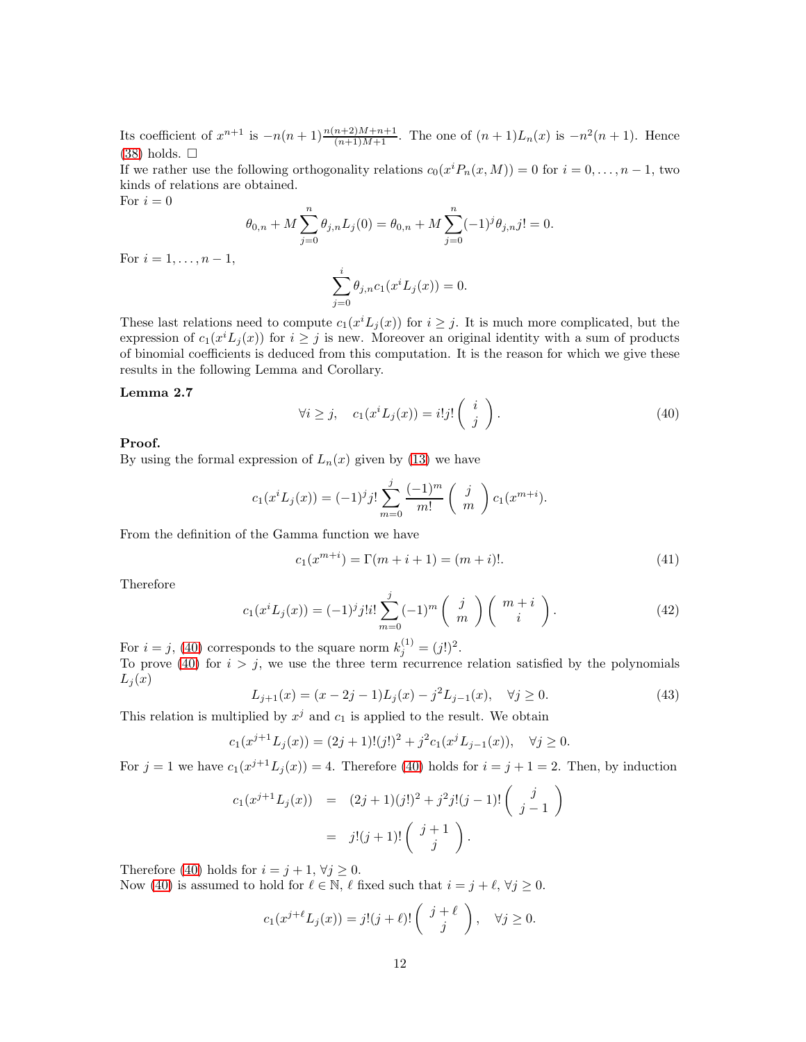Its coefficient of $x^{n+1}$ is $-n(n+1)\frac{n(n+2)M+n+1}{(n+1)M+1}$. The one of $(n+1)L_n(x)$ is $-n^2(n+1)$. Hence (38) holds. $\square$

If we rather use the following orthogonality relations $c_0(x^iP_n(x,M)) = 0$ for $i = 0, \ldots, n-1$, two kinds of relations are obtained.

For $i = 0$

$$\theta_{0,n} + M\sum_{j=0}^{n}\theta_{j,n}L_j(0) = \theta_{0,n} + M\sum_{j=0}^{n}(-1)^j\theta_{j,n}j! = 0.$$

For $i = 1, \ldots, n-1$,

$$\sum_{j=0}^{i}\theta_{j,n}c_1(x^iL_j(x)) = 0.$$

These last relations need to compute $c_1(x^iL_j(x))$ for $i \geq j$. It is much more complicated, but the expression of $c_1(x^iL_j(x))$ for $i \geq j$ is new. Moreover an original identity with a sum of products of binomial coefficients is deduced from this computation. It is the reason for which we give these results in the following Lemma and Corollary.

**Lemma 2.7**

$$\forall i \geq j, \quad c_1(x^iL_j(x)) = i!j!\begin{pmatrix} i \\ j \end{pmatrix}. \tag{40}$$

**Proof.**

By using the formal expression of $L_n(x)$ given by (13) we have

$$c_1(x^iL_j(x)) = (-1)^j j!\sum_{m=0}^{j}\frac{(-1)^m}{m!}\begin{pmatrix} j \\ m \end{pmatrix}c_1(x^{m+i}).$$

From the definition of the Gamma function we have

$$c_1(x^{m+i}) = \Gamma(m+i+1) = (m+i)!. \tag{41}$$

Therefore

$$c_1(x^iL_j(x)) = (-1)^j j!i!\sum_{m=0}^{j}(-1)^m\begin{pmatrix} j \\ m \end{pmatrix}\begin{pmatrix} m+i \\ i \end{pmatrix}. \tag{42}$$

For $i = j$, (40) corresponds to the square norm $k_j^{(1)} = (j!)^2$.

To prove (40) for $i > j$, we use the three term recurrence relation satisfied by the polynomials $L_j(x)$

$$L_{j+1}(x) = (x - 2j - 1)L_j(x) - j^2L_{j-1}(x), \quad \forall j \geq 0. \tag{43}$$

This relation is multiplied by $x^j$ and $c_1$ is applied to the result. We obtain

$$c_1(x^{j+1}L_j(x)) = (2j+1)!(j!)^2 + j^2c_1(x^jL_{j-1}(x)), \quad \forall j \geq 0.$$

For $j = 1$ we have $c_1(x^{j+1}L_j(x)) = 4$. Therefore (40) holds for $i = j+1 = 2$. Then, by induction

$$\begin{aligned} c_1(x^{j+1}L_j(x)) &= (2j+1)(j!)^2 + j^2j!(j-1)!\begin{pmatrix} j \\ j-1 \end{pmatrix} \\ &= j!(j+1)!\begin{pmatrix} j+1 \\ j \end{pmatrix}. \end{aligned}$$

Therefore (40) holds for $i = j+1$, $\forall j \geq 0$.

Now (40) is assumed to hold for $\ell \in \mathbb{N}$, $\ell$ fixed such that $i = j + \ell$, $\forall j \geq 0$.

$$c_1(x^{j+\ell}L_j(x)) = j!(j+\ell)!\begin{pmatrix} j+\ell \\ j \end{pmatrix}, \quad \forall j \geq 0.$$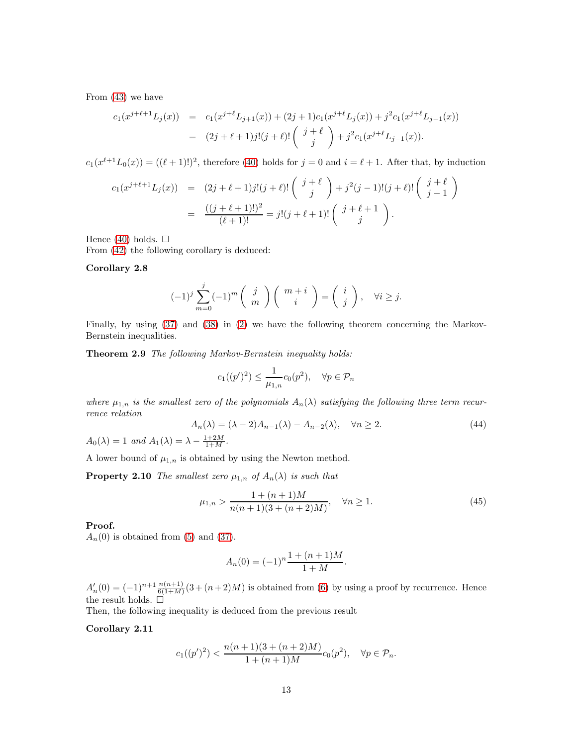From (43) we have

$$
\begin{aligned}
c_1(x^{j+\ell+1}L_j(x)) &= c_1(x^{j+\ell}L_{j+1}(x)) + (2j+1)c_1(x^{j+\ell}L_j(x)) + j^2 c_1(x^{j+\ell}L_{j-1}(x)) \\
&= (2j+\ell+1)j!(j+\ell)!\begin{pmatrix} j+\ell \\ j \end{pmatrix} + j^2 c_1(x^{j+\ell}L_{j-1}(x)).
\end{aligned}
$$

$c_1(x^{\ell+1}L_0(x)) = ((\ell+1)!)^2$, therefore (40) holds for $j=0$ and $i=\ell+1$. After that, by induction

$$
\begin{aligned}
c_1(x^{j+\ell+1}L_j(x)) &= (2j+\ell+1)j!(j+\ell)!\begin{pmatrix} j+\ell \\ j \end{pmatrix} + j^2(j-1)!(j+\ell)!\begin{pmatrix} j+\ell \\ j-1 \end{pmatrix} \\
&= \frac{((j+\ell+1)!)^2}{(\ell+1)!} = j!(j+\ell+1)!\begin{pmatrix} j+\ell+1 \\ j \end{pmatrix}.
\end{aligned}
$$

Hence (40) holds. $\square$

From (42) the following corollary is deduced:

**Corollary 2.8**

$$
(-1)^j \sum_{m=0}^{j} (-1)^m \begin{pmatrix} j \\ m \end{pmatrix} \begin{pmatrix} m+i \\ i \end{pmatrix} = \begin{pmatrix} i \\ j \end{pmatrix}, \quad \forall i \geq j.
$$

Finally, by using (37) and (38) in (2) we have the following theorem concerning the Markov-Bernstein inequalities.

**Theorem 2.9** *The following Markov-Bernstein inequality holds:*

$$
c_1((p')^2) \leq \frac{1}{\mu_{1,n}} c_0(p^2), \quad \forall p \in \mathcal{P}_n
$$

*where $\mu_{1,n}$ is the smallest zero of the polynomials $A_n(\lambda)$ satisfying the following three term recurrence relation*

$$
A_n(\lambda) = (\lambda - 2)A_{n-1}(\lambda) - A_{n-2}(\lambda), \quad \forall n \geq 2. \tag{44}
$$

*$A_0(\lambda) = 1$ and $A_1(\lambda) = \lambda - \frac{1+2M}{1+M}$.*

A lower bound of $\mu_{1,n}$ is obtained by using the Newton method.

**Property 2.10** *The smallest zero $\mu_{1,n}$ of $A_n(\lambda)$ is such that*

$$
\mu_{1,n} > \frac{1+(n+1)M}{n(n+1)(3+(n+2)M)}, \quad \forall n \geq 1. \tag{45}
$$

**Proof.**
$A_n(0)$ is obtained from (5) and (37).

$$
A_n(0) = (-1)^n \frac{1+(n+1)M}{1+M}.
$$

$A_n'(0) = (-1)^{n+1}\frac{n(n+1)}{6(1+M)}(3+(n+2)M)$ is obtained from (6) by using a proof by recurrence. Hence the result holds. $\square$

Then, the following inequality is deduced from the previous result

**Corollary 2.11**

$$
c_1((p')^2) < \frac{n(n+1)(3+(n+2)M)}{1+(n+1)M} c_0(p^2), \quad \forall p \in \mathcal{P}_n.
$$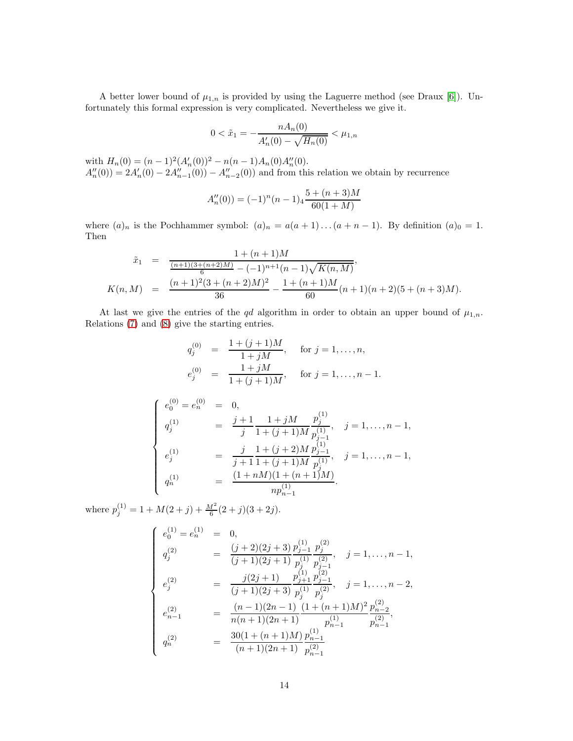A better lower bound of $\mu_{1,n}$ is provided by using the Laguerre method (see Draux [6]). Unfortunately this formal expression is very complicated. Nevertheless we give it.

$$0 < \tilde{x}_1 = -\frac{nA_n(0)}{A'_n(0) - \sqrt{H_n(0)}} < \mu_{1,n}$$

with $H_n(0) = (n-1)^2(A'_n(0))^2 - n(n-1)A_n(0)A''_n(0)$.
$A''_n(0)) = 2A'_n(0) - 2A''_{n-1}(0)) - A''_{n-2}(0))$ and from this relation we obtain by recurrence

$$A''_n(0)) = (-1)^n(n-1)_4\frac{5+(n+3)M}{60(1+M)}$$

where $(a)_n$ is the Pochhammer symbol: $(a)_n = a(a+1)\dots(a+n-1)$. By definition $(a)_0 = 1$. Then

$$\begin{aligned}
\tilde{x}_1 &= \frac{1+(n+1)M}{\frac{(n+1)(3+(n+2)M)}{6} - (-1)^{n+1}(n-1)\sqrt{K(n,M)}}, \\
K(n,M) &= \frac{(n+1)^2(3+(n+2)M)^2}{36} - \frac{1+(n+1)M}{60}(n+1)(n+2)(5+(n+3)M).
\end{aligned}$$

At last we give the entries of the $qd$ algorithm in order to obtain an upper bound of $\mu_{1,n}$. Relations (7) and (8) give the starting entries.

$$\begin{aligned}
q_j^{(0)} &= \frac{1+(j+1)M}{1+jM}, \quad \text{for } j = 1,\dots,n, \\
e_j^{(0)} &= \frac{1+jM}{1+(j+1)M}, \quad \text{for } j = 1,\dots,n-1.
\end{aligned}$$

$$\left\{\begin{aligned}
e_0^{(0)} = e_n^{(0)} &= 0, \\
q_j^{(1)} &= \frac{j+1}{j}\frac{1+jM}{1+(j+1)M}\frac{p_j^{(1)}}{p_{j-1}^{(1)}}, \quad j = 1,\dots,n-1, \\
e_j^{(1)} &= \frac{j}{j+1}\frac{1+(j+2)M}{1+(j+1)M}\frac{p_{j-1}^{(1)}}{p_j^{(1)}}, \quad j = 1,\dots,n-1, \\
q_n^{(1)} &= \frac{(1+nM)(1+(n+1)M)}{np_{n-1}^{(1)}}.
\end{aligned}\right.$$

where $p_j^{(1)} = 1 + M(2+j) + \frac{M^2}{6}(2+j)(3+2j)$.

$$\left\{\begin{aligned}
e_0^{(1)} = e_n^{(1)} &= 0, \\
q_j^{(2)} &= \frac{(j+2)(2j+3)}{(j+1)(2j+1)}\frac{p_{j-1}^{(1)}}{p_j^{(1)}}\frac{p_j^{(2)}}{p_{j-1}^{(2)}}, \quad j = 1,\dots,n-1, \\
e_j^{(2)} &= \frac{j(2j+1)}{(j+1)(2j+3)}\frac{p_{j+1}^{(1)}}{p_j^{(1)}}\frac{p_{j-1}^{(2)}}{p_j^{(2)}}, \quad j = 1,\dots,n-2, \\
e_{n-1}^{(2)} &= \frac{(n-1)(2n-1)}{n(n+1)(2n+1)}\frac{(1+(n+1)M)^2}{p_{n-1}^{(1)}}\frac{p_{n-2}^{(2)}}{p_{n-1}^{(2)}}, \\
q_n^{(2)} &= \frac{30(1+(n+1)M)}{(n+1)(2n+1)}\frac{p_{n-1}^{(1)}}{p_{n-1}^{(2)}}
\end{aligned}\right.$$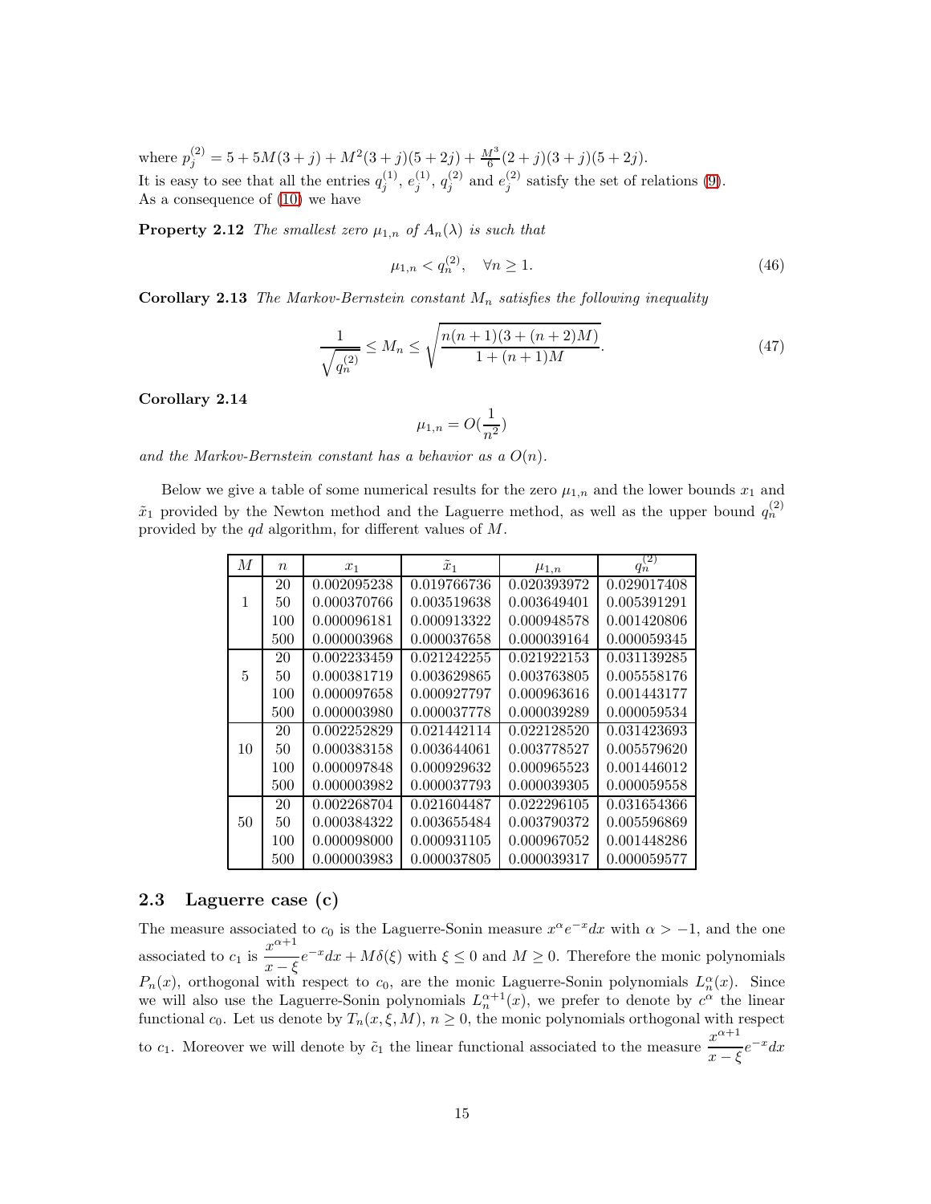where $p_j^{(2)} = 5 + 5M(3+j) + M^2(3+j)(5+2j) + \frac{M^3}{6}(2+j)(3+j)(5+2j)$.
It is easy to see that all the entries $q_j^{(1)}$, $e_j^{(1)}$, $q_j^{(2)}$ and $e_j^{(2)}$ satisfy the set of relations (9).
As a consequence of (10) we have

**Property 2.12** *The smallest zero $\mu_{1,n}$ of $A_n(\lambda)$ is such that*

$$\mu_{1,n} < q_n^{(2)}, \quad \forall n \geq 1. \tag{46}$$

**Corollary 2.13** *The Markov-Bernstein constant $M_n$ satisfies the following inequality*

$$\frac{1}{\sqrt{q_n^{(2)}}} \leq M_n \leq \sqrt{\frac{n(n+1)(3+(n+2)M)}{1+(n+1)M}}. \tag{47}$$

**Corollary 2.14**

$$\mu_{1,n} = O(\frac{1}{n^2})$$

*and the Markov-Bernstein constant has a behavior as a $O(n)$.*

Below we give a table of some numerical results for the zero $\mu_{1,n}$ and the lower bounds $x_1$ and $\tilde{x}_1$ provided by the Newton method and the Laguerre method, as well as the upper bound $q_n^{(2)}$ provided by the $qd$ algorithm, for different values of $M$.

| $M$ | $n$ | $x_1$ | $\tilde{x}_1$ | $\mu_{1,n}$ | $q_n^{(2)}$ |
|---|---|---|---|---|---|
| 1 | 20 | 0.002095238 | 0.019766736 | 0.020393972 | 0.029017408 |
| | 50 | 0.000370766 | 0.003519638 | 0.003649401 | 0.005391291 |
| | 100 | 0.000096181 | 0.000913322 | 0.000948578 | 0.001420806 |
| | 500 | 0.000003968 | 0.000037658 | 0.000039164 | 0.000059345 |
| 5 | 20 | 0.002233459 | 0.021242255 | 0.021922153 | 0.031139285 |
| | 50 | 0.000381719 | 0.003629865 | 0.003763805 | 0.005558176 |
| | 100 | 0.000097658 | 0.000927797 | 0.000963616 | 0.001443177 |
| | 500 | 0.000003980 | 0.000037778 | 0.000039289 | 0.000059534 |
| 10 | 20 | 0.002252829 | 0.021442114 | 0.022128520 | 0.031423693 |
| | 50 | 0.000383158 | 0.003644061 | 0.003778527 | 0.005579620 |
| | 100 | 0.000097848 | 0.000929632 | 0.000965523 | 0.001446012 |
| | 500 | 0.000003982 | 0.000037793 | 0.000039305 | 0.000059558 |
| 50 | 20 | 0.002268704 | 0.021604487 | 0.022296105 | 0.031654366 |
| | 50 | 0.000384322 | 0.003655484 | 0.003790372 | 0.005596869 |
| | 100 | 0.000098000 | 0.000931105 | 0.000967052 | 0.001448286 |
| | 500 | 0.000003983 | 0.000037805 | 0.000039317 | 0.000059577 |

## 2.3 Laguerre case (c)

The measure associated to $c_0$ is the Laguerre-Sonin measure $x^\alpha e^{-x}dx$ with $\alpha > -1$, and the one associated to $c_1$ is $\dfrac{x^{\alpha+1}}{x-\xi}e^{-x}dx + M\delta(\xi)$ with $\xi \leq 0$ and $M \geq 0$. Therefore the monic polynomials $P_n(x)$, orthogonal with respect to $c_0$, are the monic Laguerre-Sonin polynomials $L_n^\alpha(x)$. Since we will also use the Laguerre-Sonin polynomials $L_n^{\alpha+1}(x)$, we prefer to denote by $c^\alpha$ the linear functional $c_0$. Let us denote by $T_n(x,\xi,M)$, $n \geq 0$, the monic polynomials orthogonal with respect to $c_1$. Moreover we will denote by $\tilde{c}_1$ the linear functional associated to the measure $\dfrac{x^{\alpha+1}}{x-\xi}e^{-x}dx$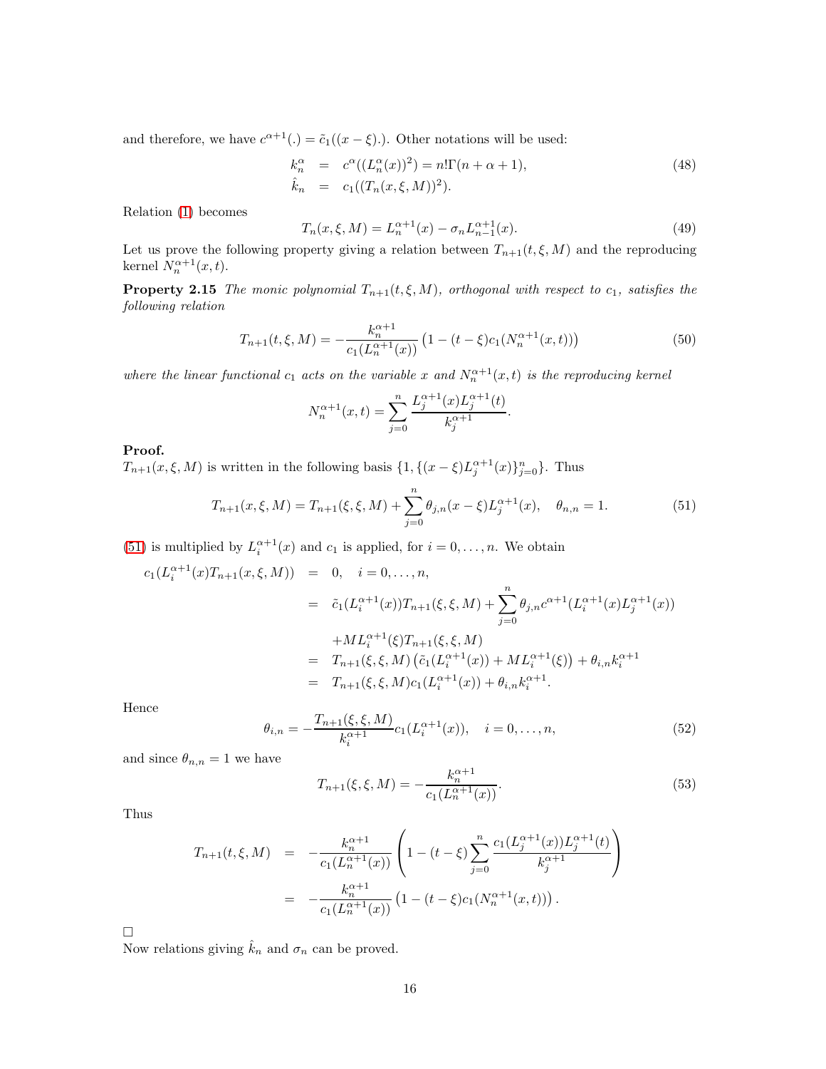and therefore, we have $c^{\alpha+1}(.) = \tilde{c}_1((x-\xi).)$. Other notations will be used:

$$
\begin{aligned}
k_n^{\alpha} &= c^{\alpha}((L_n^{\alpha}(x))^2) = n!\Gamma(n+\alpha+1), \\
\hat{k}_n &= c_1((T_n(x,\xi,M))^2).
\end{aligned}
\tag{48}
$$

Relation (1) becomes

$$
T_n(x,\xi,M) = L_n^{\alpha+1}(x) - \sigma_n L_{n-1}^{\alpha+1}(x). \tag{49}
$$

Let us prove the following property giving a relation between $T_{n+1}(t,\xi,M)$ and the reproducing kernel $N_n^{\alpha+1}(x,t)$.

**Property 2.15** *The monic polynomial $T_{n+1}(t,\xi,M)$, orthogonal with respect to $c_1$, satisfies the following relation*

$$
T_{n+1}(t,\xi,M) = -\frac{k_n^{\alpha+1}}{c_1(L_n^{\alpha+1}(x))}\left(1-(t-\xi)c_1(N_n^{\alpha+1}(x,t))\right) \tag{50}
$$

*where the linear functional $c_1$ acts on the variable $x$ and $N_n^{\alpha+1}(x,t)$ is the reproducing kernel*

$$
N_n^{\alpha+1}(x,t) = \sum_{j=0}^{n} \frac{L_j^{\alpha+1}(x)L_j^{\alpha+1}(t)}{k_j^{\alpha+1}}.
$$

**Proof.**
$T_{n+1}(x,\xi,M)$ is written in the following basis $\{1, \{(x-\xi)L_j^{\alpha+1}(x)\}_{j=0}^{n}\}$. Thus

$$
T_{n+1}(x,\xi,M) = T_{n+1}(\xi,\xi,M) + \sum_{j=0}^{n} \theta_{j,n}(x-\xi)L_j^{\alpha+1}(x), \quad \theta_{n,n}=1. \tag{51}
$$

(51) is multiplied by $L_i^{\alpha+1}(x)$ and $c_1$ is applied, for $i=0,\ldots,n$. We obtain

$$
\begin{aligned}
c_1(L_i^{\alpha+1}(x)T_{n+1}(x,\xi,M)) &= 0, \quad i=0,\ldots,n, \\
&= \tilde{c}_1(L_i^{\alpha+1}(x))T_{n+1}(\xi,\xi,M) + \sum_{j=0}^{n}\theta_{j,n}c^{\alpha+1}(L_i^{\alpha+1}(x)L_j^{\alpha+1}(x)) \\
&\quad + ML_i^{\alpha+1}(\xi)T_{n+1}(\xi,\xi,M) \\
&= T_{n+1}(\xi,\xi,M)\left(\tilde{c}_1(L_i^{\alpha+1}(x)) + ML_i^{\alpha+1}(\xi)\right) + \theta_{i,n}k_i^{\alpha+1} \\
&= T_{n+1}(\xi,\xi,M)c_1(L_i^{\alpha+1}(x)) + \theta_{i,n}k_i^{\alpha+1}.
\end{aligned}
$$

Hence

$$
\theta_{i,n} = -\frac{T_{n+1}(\xi,\xi,M)}{k_i^{\alpha+1}}c_1(L_i^{\alpha+1}(x)), \quad i=0,\ldots,n, \tag{52}
$$

and since $\theta_{n,n}=1$ we have

$$
T_{n+1}(\xi,\xi,M) = -\frac{k_n^{\alpha+1}}{c_1(L_n^{\alpha+1}(x))}. \tag{53}
$$

Thus

$$
\begin{aligned}
T_{n+1}(t,\xi,M) &= -\frac{k_n^{\alpha+1}}{c_1(L_n^{\alpha+1}(x))}\left(1-(t-\xi)\sum_{j=0}^{n}\frac{c_1(L_j^{\alpha+1}(x))L_j^{\alpha+1}(t)}{k_j^{\alpha+1}}\right) \\
&= -\frac{k_n^{\alpha+1}}{c_1(L_n^{\alpha+1}(x))}\left(1-(t-\xi)c_1(N_n^{\alpha+1}(x,t))\right).
\end{aligned}
$$

□

Now relations giving $\hat{k}_n$ and $\sigma_n$ can be proved.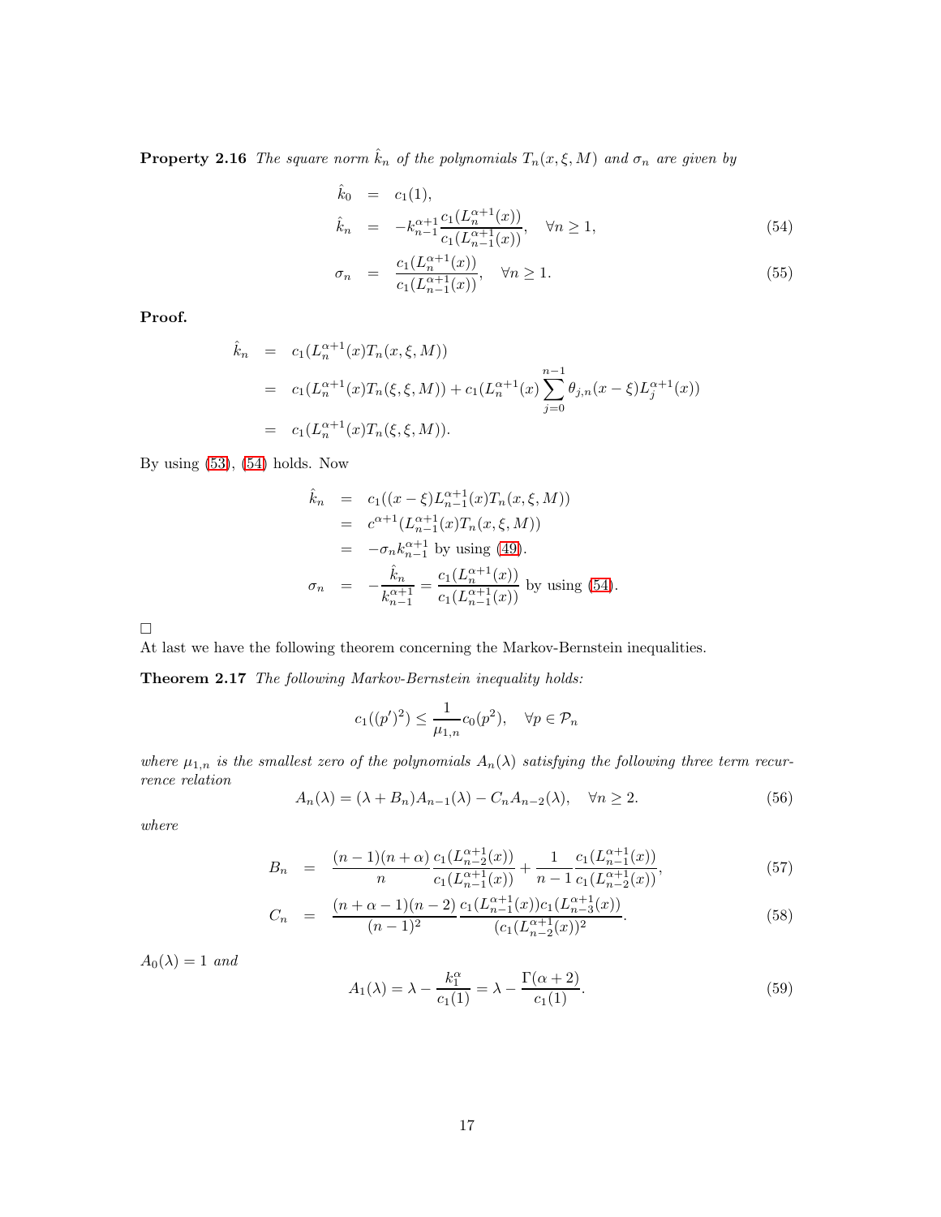**Property 2.16** *The square norm $\hat{k}_n$ of the polynomials $T_n(x,\xi,M)$ and $\sigma_n$ are given by*

$$
\begin{aligned}
\hat{k}_0 &= c_1(1), \\
\hat{k}_n &= -k_{n-1}^{\alpha+1}\frac{c_1(L_n^{\alpha+1}(x))}{c_1(L_{n-1}^{\alpha+1}(x))}, \quad \forall n \geq 1, \qquad (54)\\
\sigma_n &= \frac{c_1(L_n^{\alpha+1}(x))}{c_1(L_{n-1}^{\alpha+1}(x))}, \quad \forall n \geq 1. \qquad (55)
\end{aligned}
$$

**Proof.**

$$
\begin{aligned}
\hat{k}_n &= c_1(L_n^{\alpha+1}(x)T_n(x,\xi,M)) \\
&= c_1(L_n^{\alpha+1}(x)T_n(\xi,\xi,M)) + c_1(L_n^{\alpha+1}(x)\sum_{j=0}^{n-1}\theta_{j,n}(x-\xi)L_j^{\alpha+1}(x)) \\
&= c_1(L_n^{\alpha+1}(x)T_n(\xi,\xi,M)).
\end{aligned}
$$

By using (53), (54) holds. Now

$$
\begin{aligned}
\hat{k}_n &= c_1((x-\xi)L_{n-1}^{\alpha+1}(x)T_n(x,\xi,M)) \\
&= c^{\alpha+1}(L_{n-1}^{\alpha+1}(x)T_n(x,\xi,M)) \\
&= -\sigma_n k_{n-1}^{\alpha+1} \text{ by using (49)}. \\
\sigma_n &= -\frac{\hat{k}_n}{k_{n-1}^{\alpha+1}} = \frac{c_1(L_n^{\alpha+1}(x))}{c_1(L_{n-1}^{\alpha+1}(x))} \text{ by using (54)}.
\end{aligned}
$$

□

At last we have the following theorem concerning the Markov-Bernstein inequalities.

**Theorem 2.17** *The following Markov-Bernstein inequality holds:*

$$
c_1((p')^2) \leq \frac{1}{\mu_{1,n}}c_0(p^2), \quad \forall p \in \mathcal{P}_n
$$

*where $\mu_{1,n}$ is the smallest zero of the polynomials $A_n(\lambda)$ satisfying the following three term recurrence relation*

$$
A_n(\lambda) = (\lambda + B_n)A_{n-1}(\lambda) - C_nA_{n-2}(\lambda), \quad \forall n \geq 2. \qquad (56)
$$

*where*

$$
\begin{aligned}
B_n &= \frac{(n-1)(n+\alpha)}{n}\frac{c_1(L_{n-2}^{\alpha+1}(x))}{c_1(L_{n-1}^{\alpha+1}(x))} + \frac{1}{n-1}\frac{c_1(L_{n-1}^{\alpha+1}(x))}{c_1(L_{n-2}^{\alpha+1}(x))}, \qquad (57)\\
C_n &= \frac{(n+\alpha-1)(n-2)}{(n-1)^2}\frac{c_1(L_{n-1}^{\alpha+1}(x))c_1(L_{n-3}^{\alpha+1}(x))}{(c_1(L_{n-2}^{\alpha+1}(x)))^2}. \qquad (58)
\end{aligned}
$$

*$A_0(\lambda) = 1$ and*

$$
A_1(\lambda) = \lambda - \frac{k_1^\alpha}{c_1(1)} = \lambda - \frac{\Gamma(\alpha+2)}{c_1(1)}. \qquad (59)
$$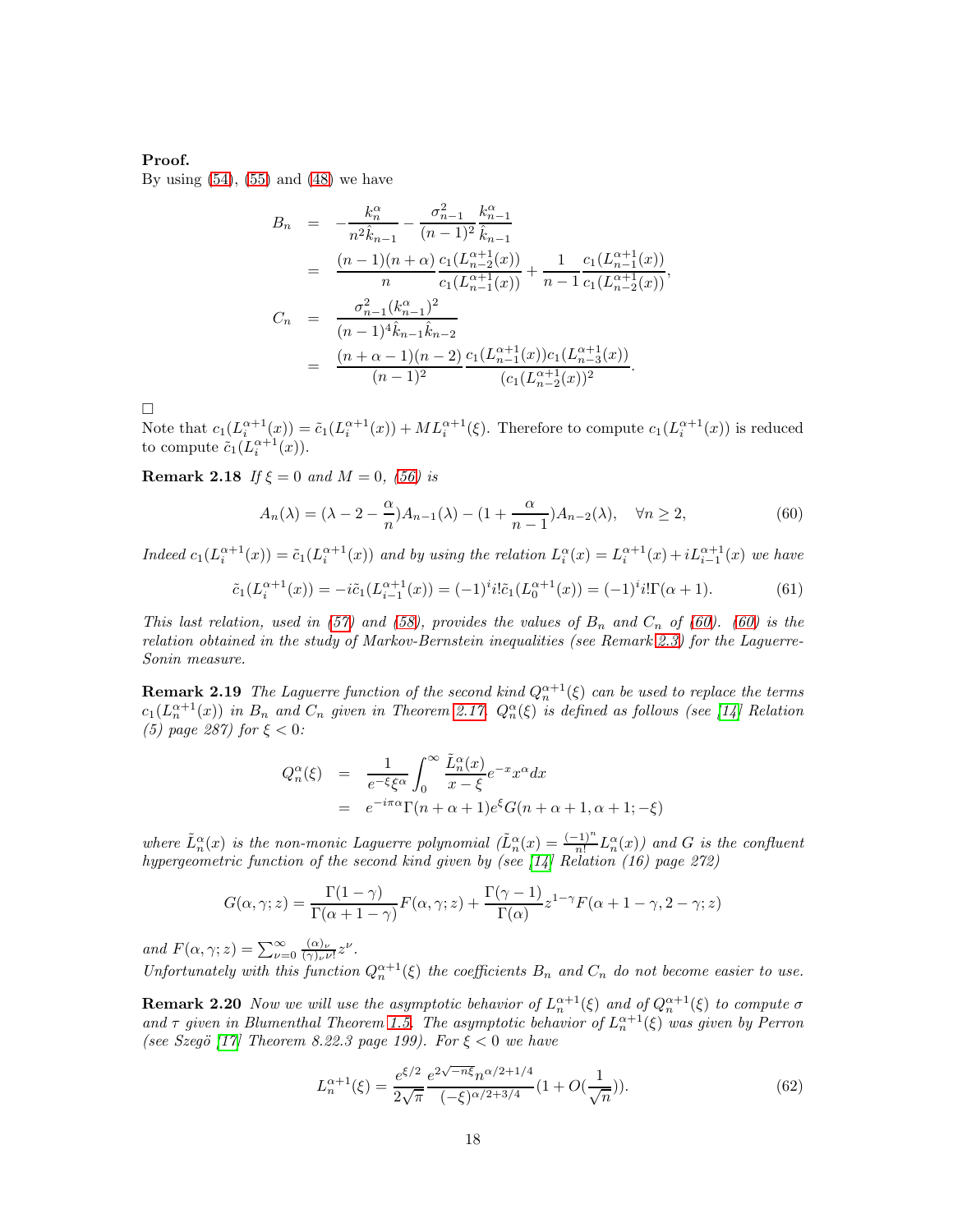**Proof.**
By using (54), (55) and (48) we have

$$
\begin{aligned}
B_n &= -\frac{k_n^\alpha}{n^2\hat{k}_{n-1}} - \frac{\sigma_{n-1}^2}{(n-1)^2}\frac{k_{n-1}^\alpha}{\hat{k}_{n-1}} \\
&= \frac{(n-1)(n+\alpha)}{n}\frac{c_1(L_{n-2}^{\alpha+1}(x))}{c_1(L_{n-1}^{\alpha+1}(x))} + \frac{1}{n-1}\frac{c_1(L_{n-1}^{\alpha+1}(x))}{c_1(L_{n-2}^{\alpha+1}(x))}, \\
C_n &= \frac{\sigma_{n-1}^2(k_{n-1}^\alpha)^2}{(n-1)^4\hat{k}_{n-1}\hat{k}_{n-2}} \\
&= \frac{(n+\alpha-1)(n-2)}{(n-1)^2}\frac{c_1(L_{n-1}^{\alpha+1}(x))c_1(L_{n-3}^{\alpha+1}(x))}{(c_1(L_{n-2}^{\alpha+1}(x))^2}.
\end{aligned}
$$

□

Note that $c_1(L_i^{\alpha+1}(x)) = \tilde{c}_1(L_i^{\alpha+1}(x)) + ML_i^{\alpha+1}(\xi)$. Therefore to compute $c_1(L_i^{\alpha+1}(x))$ is reduced to compute $\tilde{c}_1(L_i^{\alpha+1}(x))$.

**Remark 2.18** *If $\xi = 0$ and $M = 0$, (56) is*

$$
A_n(\lambda) = (\lambda - 2 - \frac{\alpha}{n})A_{n-1}(\lambda) - (1 + \frac{\alpha}{n-1})A_{n-2}(\lambda), \quad \forall n \geq 2, \tag{60}
$$

*Indeed $c_1(L_i^{\alpha+1}(x)) = \tilde{c}_1(L_i^{\alpha+1}(x))$ and by using the relation $L_i^\alpha(x) = L_i^{\alpha+1}(x) + iL_{i-1}^{\alpha+1}(x)$ we have*

$$
\tilde{c}_1(L_i^{\alpha+1}(x)) = -i\tilde{c}_1(L_{i-1}^{\alpha+1}(x)) = (-1)^i i!\tilde{c}_1(L_0^{\alpha+1}(x)) = (-1)^i i!\Gamma(\alpha+1). \tag{61}
$$

*This last relation, used in (57) and (58), provides the values of $B_n$ and $C_n$ of (60). (60) is the relation obtained in the study of Markov-Bernstein inequalities (see Remark 2.3) for the Laguerre-Sonin measure.*

**Remark 2.19** *The Laguerre function of the second kind $Q_n^{\alpha+1}(\xi)$ can be used to replace the terms $c_1(L_n^{\alpha+1}(x))$ in $B_n$ and $C_n$ given in Theorem 2.17. $Q_n^\alpha(\xi)$ is defined as follows (see [14] Relation (5) page 287) for $\xi < 0$:*

$$
\begin{aligned}
Q_n^\alpha(\xi) &= \frac{1}{e^{-\xi}\xi^\alpha}\int_0^\infty \frac{\tilde{L}_n^\alpha(x)}{x-\xi}e^{-x}x^\alpha dx \\
&= e^{-i\pi\alpha}\Gamma(n+\alpha+1)e^\xi G(n+\alpha+1, \alpha+1; -\xi)
\end{aligned}
$$

*where $\tilde{L}_n^\alpha(x)$ is the non-monic Laguerre polynomial ($\tilde{L}_n^\alpha(x) = \frac{(-1)^n}{n!}L_n^\alpha(x)$) and $G$ is the confluent hypergeometric function of the second kind given by (see [14] Relation (16) page 272)*

$$
G(\alpha, \gamma; z) = \frac{\Gamma(1-\gamma)}{\Gamma(\alpha+1-\gamma)}F(\alpha, \gamma; z) + \frac{\Gamma(\gamma-1)}{\Gamma(\alpha)}z^{1-\gamma}F(\alpha+1-\gamma, 2-\gamma; z)
$$

*and $F(\alpha, \gamma; z) = \sum_{\nu=0}^\infty \frac{(\alpha)_\nu}{(\gamma)_\nu \nu!}z^\nu$.*
*Unfortunately with this function $Q_n^{\alpha+1}(\xi)$ the coefficients $B_n$ and $C_n$ do not become easier to use.*

**Remark 2.20** *Now we will use the asymptotic behavior of $L_n^{\alpha+1}(\xi)$ and of $Q_n^{\alpha+1}(\xi)$ to compute $\sigma$ and $\tau$ given in Blumenthal Theorem 1.5. The asymptotic behavior of $L_n^{\alpha+1}(\xi)$ was given by Perron (see Szegö [17] Theorem 8.22.3 page 199). For $\xi < 0$ we have*

$$
L_n^{\alpha+1}(\xi) = \frac{e^{\xi/2}}{2\sqrt{\pi}}\frac{e^{2\sqrt{-n\xi}}n^{\alpha/2+1/4}}{(-\xi)^{\alpha/2+3/4}}(1 + O(\frac{1}{\sqrt{n}})). \tag{62}
$$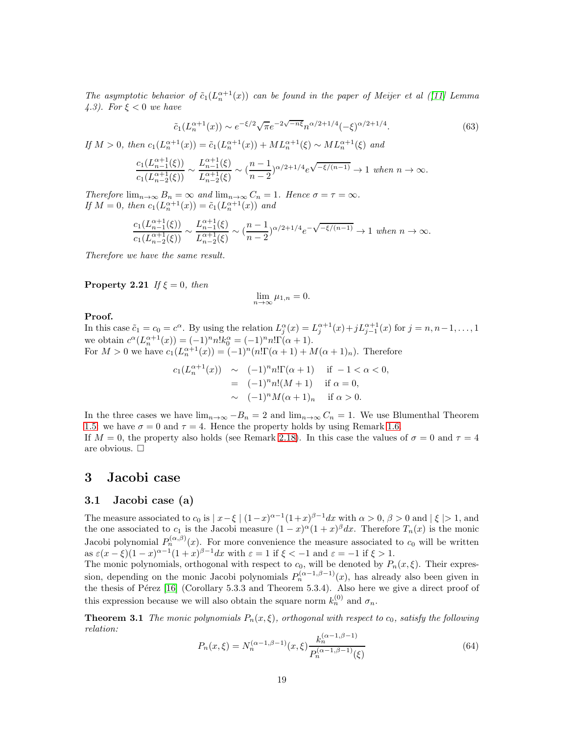*The asymptotic behavior of $\tilde{c}_1(L_n^{\alpha+1}(x))$ can be found in the paper of Meijer et al ([11] Lemma 4.3). For $\xi < 0$ we have*

$$\tilde{c}_1(L_n^{\alpha+1}(x)) \sim e^{-\xi/2}\sqrt{\pi}e^{-2\sqrt{-n\xi}}n^{\alpha/2+1/4}(-\xi)^{\alpha/2+1/4}. \tag{63}$$

*If $M > 0$, then $c_1(L_n^{\alpha+1}(x)) = \tilde{c}_1(L_n^{\alpha+1}(x)) + ML_n^{\alpha+1}(\xi) \sim ML_n^{\alpha+1}(\xi)$ and*

$$\frac{c_1(L_{n-1}^{\alpha+1}(\xi))}{c_1(L_{n-2}^{\alpha+1}(\xi))} \sim \frac{L_{n-1}^{\alpha+1}(\xi)}{L_{n-2}^{\alpha+1}(\xi)} \sim (\frac{n-1}{n-2})^{\alpha/2+1/4}e^{\sqrt{-\xi/(n-1)}} \to 1 \text{ when } n \to \infty.$$

*Therefore $\lim_{n\to\infty} B_n = \infty$ and $\lim_{n\to\infty} C_n = 1$. Hence $\sigma = \tau = \infty$.*
*If $M = 0$, then $c_1(L_n^{\alpha+1}(x)) = \tilde{c}_1(L_n^{\alpha+1}(x))$ and*

$$\frac{c_1(L_{n-1}^{\alpha+1}(\xi))}{c_1(L_{n-2}^{\alpha+1}(\xi))} \sim \frac{L_{n-1}^{\alpha+1}(\xi)}{L_{n-2}^{\alpha+1}(\xi)} \sim (\frac{n-1}{n-2})^{\alpha/2+1/4}e^{-\sqrt{-\xi/(n-1)}} \to 1 \text{ when } n \to \infty.$$

*Therefore we have the same result.*

**Property 2.21** *If $\xi = 0$, then*

$$\lim_{n\to\infty} \mu_{1,n} = 0.$$

**Proof.**
In this case $\tilde{c}_1 = c_0 = c^\alpha$. By using the relation $L_j^\alpha(x) = L_j^{\alpha+1}(x) + jL_{j-1}^{\alpha+1}(x)$ for $j = n, n-1, \ldots, 1$ we obtain $c^\alpha(L_n^{\alpha+1}(x)) = (-1)^n n! k_0^\alpha = (-1)^n n!\Gamma(\alpha+1)$.
For $M > 0$ we have $c_1(L_n^{\alpha+1}(x)) = (-1)^n(n!\Gamma(\alpha+1) + M(\alpha+1)_n)$. Therefore

$$\begin{aligned} c_1(L_n^{\alpha+1}(x)) &\sim (-1)^n n!\Gamma(\alpha+1) \quad \text{if } -1 < \alpha < 0, \\ &= (-1)^n n!(M+1) \quad \text{if } \alpha = 0, \\ &\sim (-1)^n M(\alpha+1)_n \quad \text{if } \alpha > 0. \end{aligned}$$

In the three cases we have $\lim_{n\to\infty} -B_n = 2$ and $\lim_{n\to\infty} C_n = 1$. We use Blumenthal Theorem 1.5 we have $\sigma = 0$ and $\tau = 4$. Hence the property holds by using Remark 1.6.
If $M = 0$, the property also holds (see Remark 2.18). In this case the values of $\sigma = 0$ and $\tau = 4$ are obvious. □

# 3 Jacobi case

## 3.1 Jacobi case (a)

The measure associated to $c_0$ is $|\, x - \xi \,|\,(1-x)^{\alpha-1}(1+x)^{\beta-1}dx$ with $\alpha > 0$, $\beta > 0$ and $|\,\xi\,| > 1$, and the one associated to $c_1$ is the Jacobi measure $(1-x)^\alpha(1+x)^\beta dx$. Therefore $T_n(x)$ is the monic Jacobi polynomial $P_n^{(\alpha,\beta)}(x)$. For more convenience the measure associated to $c_0$ will be written as $\varepsilon(x-\xi)(1-x)^{\alpha-1}(1+x)^{\beta-1}dx$ with $\varepsilon = 1$ if $\xi < -1$ and $\varepsilon = -1$ if $\xi > 1$.
The monic polynomials, orthogonal with respect to $c_0$, will be denoted by $P_n(x,\xi)$. Their expression, depending on the monic Jacobi polynomials $P_n^{(\alpha-1,\beta-1)}(x)$, has already also been given in the thesis of Pérez [16] (Corollary 5.3.3 and Theorem 5.3.4). Also here we give a direct proof of this expression because we will also obtain the square norm $k_n^{(0)}$ and $\sigma_n$.

**Theorem 3.1** *The monic polynomials $P_n(x,\xi)$, orthogonal with respect to $c_0$, satisfy the following relation:*

$$P_n(x,\xi) = N_n^{(\alpha-1,\beta-1)}(x,\xi)\frac{k_n^{(\alpha-1,\beta-1)}}{P_n^{(\alpha-1,\beta-1)}(\xi)} \tag{64}$$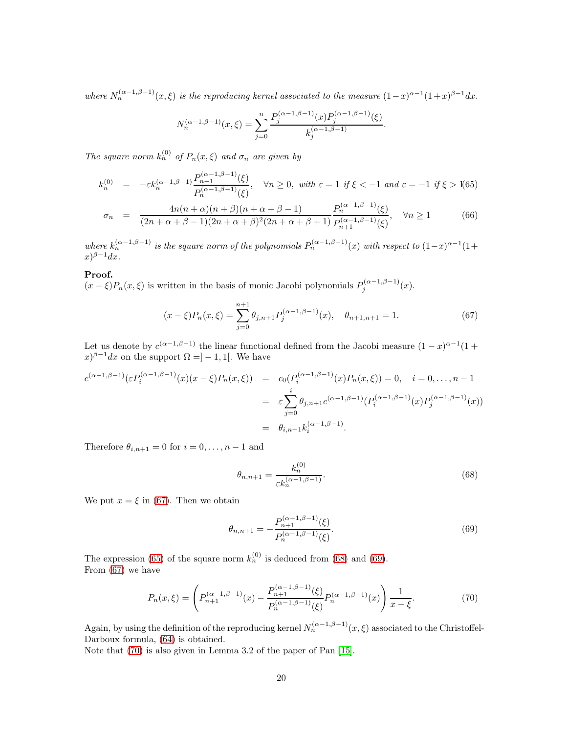*where $N_n^{(\alpha-1,\beta-1)}(x,\xi)$ is the reproducing kernel associated to the measure $(1-x)^{\alpha-1}(1+x)^{\beta-1}dx$.*

$$N_n^{(\alpha-1,\beta-1)}(x,\xi) = \sum_{j=0}^{n} \frac{P_j^{(\alpha-1,\beta-1)}(x)P_j^{(\alpha-1,\beta-1)}(\xi)}{k_j^{(\alpha-1,\beta-1)}}.$$

*The square norm $k_n^{(0)}$ of $P_n(x,\xi)$ and $\sigma_n$ are given by*

$$k_n^{(0)} = -\varepsilon k_n^{(\alpha-1,\beta-1)} \frac{P_{n+1}^{(\alpha-1,\beta-1)}(\xi)}{P_n^{(\alpha-1,\beta-1)}(\xi)}, \quad \forall n \geq 0, \text{ with } \varepsilon = 1 \text{ if } \xi < -1 \text{ and } \varepsilon = -1 \text{ if } \xi > 1 \tag{65}$$

$$\sigma_n = \frac{4n(n+\alpha)(n+\beta)(n+\alpha+\beta-1)}{(2n+\alpha+\beta-1)(2n+\alpha+\beta)^2(2n+\alpha+\beta+1)} \frac{P_n^{(\alpha-1,\beta-1)}(\xi)}{P_{n+1}^{(\alpha-1,\beta-1)}(\xi)}, \quad \forall n \geq 1 \tag{66}$$

*where $k_n^{(\alpha-1,\beta-1)}$ is the square norm of the polynomials $P_n^{(\alpha-1,\beta-1)}(x)$ with respect to $(1-x)^{\alpha-1}(1+x)^{\beta-1}dx$.*

**Proof.**
$(x-\xi)P_n(x,\xi)$ is written in the basis of monic Jacobi polynomials $P_j^{(\alpha-1,\beta-1)}(x)$.

$$(x-\xi)P_n(x,\xi) = \sum_{j=0}^{n+1} \theta_{j,n+1} P_j^{(\alpha-1,\beta-1)}(x), \quad \theta_{n+1,n+1} = 1. \tag{67}$$

Let us denote by $c^{(\alpha-1,\beta-1)}$ the linear functional defined from the Jacobi measure $(1-x)^{\alpha-1}(1+x)^{\beta-1}dx$ on the support $\Omega = ]-1,1[$. We have

$$\begin{aligned}
c^{(\alpha-1,\beta-1)}(\varepsilon P_i^{(\alpha-1,\beta-1)}(x)(x-\xi)P_n(x,\xi)) &= c_0(P_i^{(\alpha-1,\beta-1)}(x)P_n(x,\xi)) = 0, \quad i = 0,\ldots,n-1 \\
&= \varepsilon \sum_{j=0}^{i} \theta_{j,n+1} c^{(\alpha-1,\beta-1)}(P_i^{(\alpha-1,\beta-1)}(x)P_j^{(\alpha-1,\beta-1)}(x)) \\
&= \theta_{i,n+1} k_i^{(\alpha-1,\beta-1)}.
\end{aligned}$$

Therefore $\theta_{i,n+1} = 0$ for $i = 0,\ldots,n-1$ and

$$\theta_{n,n+1} = \frac{k_n^{(0)}}{\varepsilon k_n^{(\alpha-1,\beta-1)}}. \tag{68}$$

We put $x = \xi$ in (67). Then we obtain

$$\theta_{n,n+1} = -\frac{P_{n+1}^{(\alpha-1,\beta-1)}(\xi)}{P_n^{(\alpha-1,\beta-1)}(\xi)}. \tag{69}$$

The expression (65) of the square norm $k_n^{(0)}$ is deduced from (68) and (69).
From (67) we have

$$P_n(x,\xi) = \left( P_{n+1}^{(\alpha-1,\beta-1)}(x) - \frac{P_{n+1}^{(\alpha-1,\beta-1)}(\xi)}{P_n^{(\alpha-1,\beta-1)}(\xi)} P_n^{(\alpha-1,\beta-1)}(x) \right) \frac{1}{x-\xi}. \tag{70}$$

Again, by using the definition of the reproducing kernel $N_n^{(\alpha-1,\beta-1)}(x,\xi)$ associated to the Christoffel-Darboux formula, (64) is obtained.
Note that (70) is also given in Lemma 3.2 of the paper of Pan [15].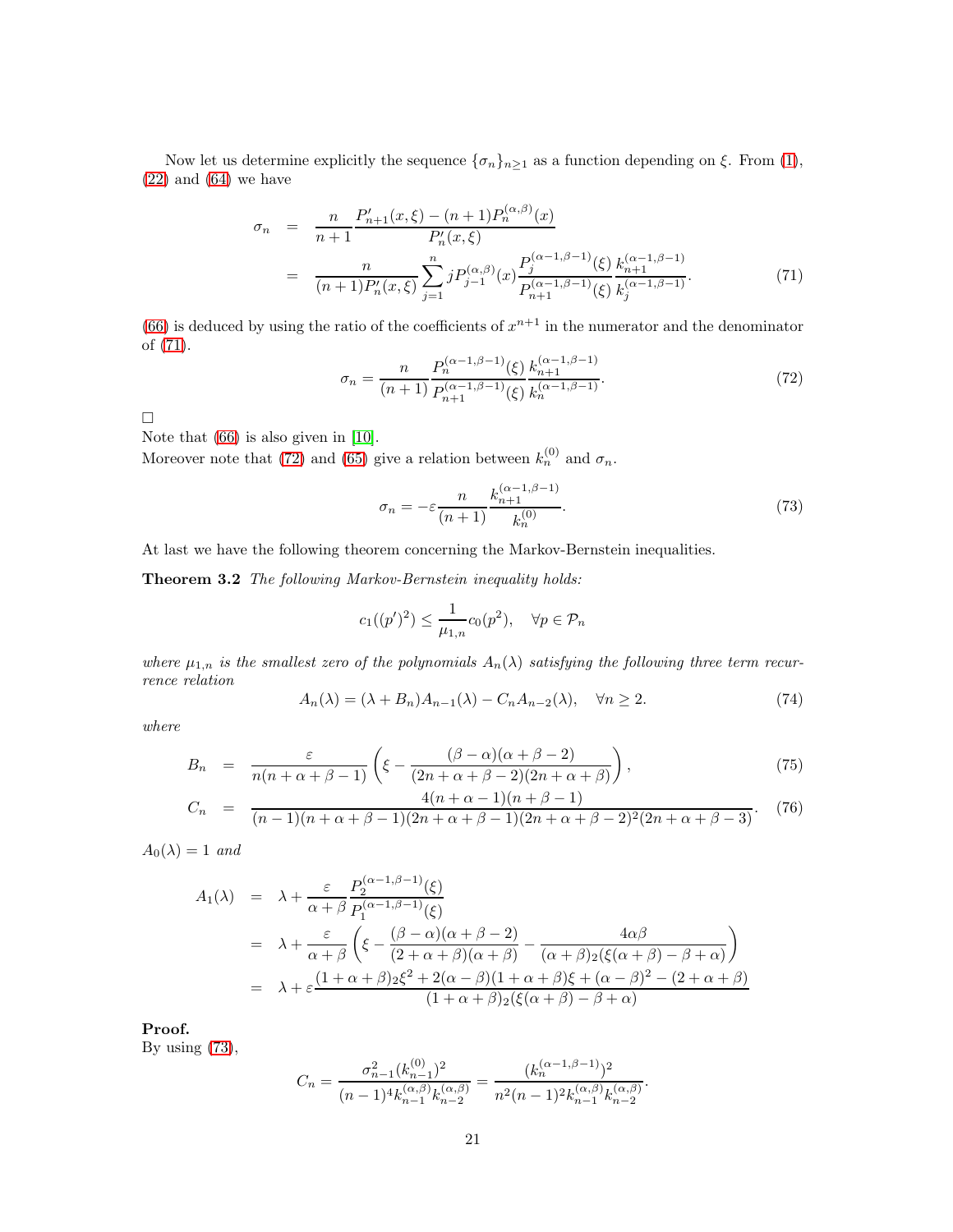Now let us determine explicitly the sequence $\{\sigma_n\}_{n\geq 1}$ as a function depending on $\xi$. From (1), (22) and (64) we have

$$
\begin{aligned}
\sigma_n &= \frac{n}{n+1}\frac{P'_{n+1}(x,\xi)-(n+1)P_n^{(\alpha,\beta)}(x)}{P'_n(x,\xi)} \\
&= \frac{n}{(n+1)P'_n(x,\xi)}\sum_{j=1}^{n} jP_{j-1}^{(\alpha,\beta)}(x)\frac{P_j^{(\alpha-1,\beta-1)}(\xi)}{P_{n+1}^{(\alpha-1,\beta-1)}(\xi)}\frac{k_{n+1}^{(\alpha-1,\beta-1)}}{k_j^{(\alpha-1,\beta-1)}}. \qquad (71)
\end{aligned}
$$

(66) is deduced by using the ratio of the coefficients of $x^{n+1}$ in the numerator and the denominator of (71).

$$
\sigma_n = \frac{n}{(n+1)}\frac{P_n^{(\alpha-1,\beta-1)}(\xi)}{P_{n+1}^{(\alpha-1,\beta-1)}(\xi)}\frac{k_{n+1}^{(\alpha-1,\beta-1)}}{k_n^{(\alpha-1,\beta-1)}}. \qquad (72)
$$

□

Note that (66) is also given in [10].

Moreover note that (72) and (65) give a relation between $k_n^{(0)}$ and $\sigma_n$.

$$
\sigma_n = -\varepsilon\frac{n}{(n+1)}\frac{k_{n+1}^{(\alpha-1,\beta-1)}}{k_n^{(0)}}. \qquad (73)
$$

At last we have the following theorem concerning the Markov-Bernstein inequalities.

**Theorem 3.2** *The following Markov-Bernstein inequality holds:*

$$
c_1((p')^2) \leq \frac{1}{\mu_{1,n}}c_0(p^2), \quad \forall p\in\mathcal{P}_n
$$

*where $\mu_{1,n}$ is the smallest zero of the polynomials $A_n(\lambda)$ satisfying the following three term recurrence relation*

$$
A_n(\lambda) = (\lambda+B_n)A_{n-1}(\lambda) - C_nA_{n-2}(\lambda), \quad \forall n\geq 2. \qquad (74)
$$

*where*

$$
\begin{aligned}
B_n &= \frac{\varepsilon}{n(n+\alpha+\beta-1)}\left(\xi - \frac{(\beta-\alpha)(\alpha+\beta-2)}{(2n+\alpha+\beta-2)(2n+\alpha+\beta)}\right), \qquad (75) \\
C_n &= \frac{4(n+\alpha-1)(n+\beta-1)}{(n-1)(n+\alpha+\beta-1)(2n+\alpha+\beta-1)(2n+\alpha+\beta-2)^2(2n+\alpha+\beta-3)}. \qquad (76)
\end{aligned}
$$

*$A_0(\lambda)=1$ and*

$$
\begin{aligned}
A_1(\lambda) &= \lambda + \frac{\varepsilon}{\alpha+\beta}\frac{P_2^{(\alpha-1,\beta-1)}(\xi)}{P_1^{(\alpha-1,\beta-1)}(\xi)} \\
&= \lambda + \frac{\varepsilon}{\alpha+\beta}\left(\xi - \frac{(\beta-\alpha)(\alpha+\beta-2)}{(2+\alpha+\beta)(\alpha+\beta)} - \frac{4\alpha\beta}{(\alpha+\beta)_2(\xi(\alpha+\beta)-\beta+\alpha)}\right) \\
&= \lambda + \varepsilon\frac{(1+\alpha+\beta)_2\xi^2 + 2(\alpha-\beta)(1+\alpha+\beta)\xi + (\alpha-\beta)^2 - (2+\alpha+\beta)}{(1+\alpha+\beta)_2(\xi(\alpha+\beta)-\beta+\alpha)}
\end{aligned}
$$

**Proof.**

By using (73),

$$
C_n = \frac{\sigma_{n-1}^2(k_{n-1}^{(0)})^2}{(n-1)^4k_{n-1}^{(\alpha,\beta)}k_{n-2}^{(\alpha,\beta)}} = \frac{(k_n^{(\alpha-1,\beta-1)})^2}{n^2(n-1)^2k_{n-1}^{(\alpha,\beta)}k_{n-2}^{(\alpha,\beta)}}.
$$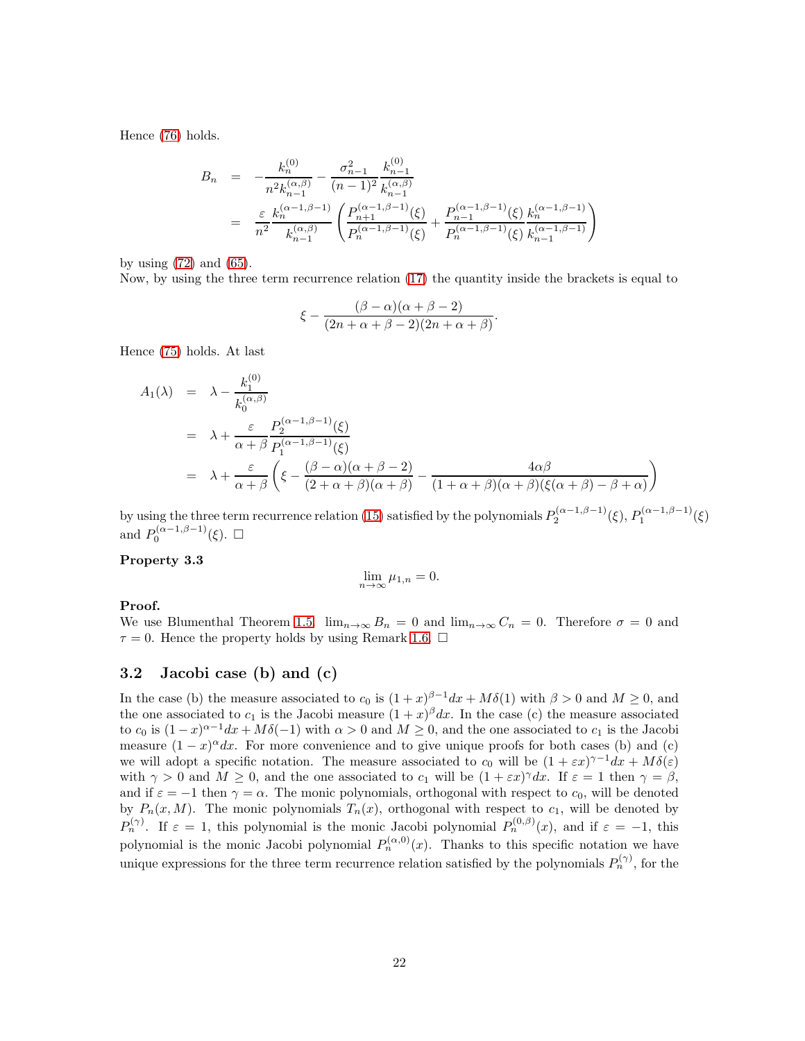Hence (76) holds.

$$
\begin{aligned}
B_n &= -\frac{k_n^{(0)}}{n^2 k_{n-1}^{(\alpha,\beta)}} - \frac{\sigma_{n-1}^2}{(n-1)^2}\frac{k_{n-1}^{(0)}}{k_{n-1}^{(\alpha,\beta)}} \\
&= \frac{\varepsilon}{n^2}\frac{k_n^{(\alpha-1,\beta-1)}}{k_{n-1}^{(\alpha,\beta)}}\left(\frac{P_{n+1}^{(\alpha-1,\beta-1)}(\xi)}{P_n^{(\alpha-1,\beta-1)}(\xi)} + \frac{P_{n-1}^{(\alpha-1,\beta-1)}(\xi)}{P_n^{(\alpha-1,\beta-1)}(\xi)}\frac{k_n^{(\alpha-1,\beta-1)}}{k_{n-1}^{(\alpha-1,\beta-1)}}\right)
\end{aligned}
$$

by using (72) and (65).
Now, by using the three term recurrence relation (17) the quantity inside the brackets is equal to

$$
\xi - \frac{(\beta-\alpha)(\alpha+\beta-2)}{(2n+\alpha+\beta-2)(2n+\alpha+\beta)}.
$$

Hence (75) holds. At last

$$
\begin{aligned}
A_1(\lambda) &= \lambda - \frac{k_1^{(0)}}{k_0^{(\alpha,\beta)}} \\
&= \lambda + \frac{\varepsilon}{\alpha+\beta}\frac{P_2^{(\alpha-1,\beta-1)}(\xi)}{P_1^{(\alpha-1,\beta-1)}(\xi)} \\
&= \lambda + \frac{\varepsilon}{\alpha+\beta}\left(\xi - \frac{(\beta-\alpha)(\alpha+\beta-2)}{(2+\alpha+\beta)(\alpha+\beta)} - \frac{4\alpha\beta}{(1+\alpha+\beta)(\alpha+\beta)(\xi(\alpha+\beta)-\beta+\alpha)}\right)
\end{aligned}
$$

by using the three term recurrence relation (15) satisfied by the polynomials $P_2^{(\alpha-1,\beta-1)}(\xi)$, $P_1^{(\alpha-1,\beta-1)}(\xi)$ and $P_0^{(\alpha-1,\beta-1)}(\xi)$. □

**Property 3.3**

$$
\lim_{n\to\infty} \mu_{1,n} = 0.
$$

**Proof.**
We use Blumenthal Theorem 1.5. $\lim_{n\to\infty} B_n = 0$ and $\lim_{n\to\infty} C_n = 0$. Therefore $\sigma = 0$ and $\tau = 0$. Hence the property holds by using Remark 1.6. □

### 3.2 Jacobi case (b) and (c)

In the case (b) the measure associated to $c_0$ is $(1+x)^{\beta-1}dx + M\delta(1)$ with $\beta > 0$ and $M \geq 0$, and the one associated to $c_1$ is the Jacobi measure $(1+x)^{\beta}dx$. In the case (c) the measure associated to $c_0$ is $(1-x)^{\alpha-1}dx + M\delta(-1)$ with $\alpha > 0$ and $M \geq 0$, and the one associated to $c_1$ is the Jacobi measure $(1-x)^{\alpha}dx$. For more convenience and to give unique proofs for both cases (b) and (c) we will adopt a specific notation. The measure associated to $c_0$ will be $(1+\varepsilon x)^{\gamma-1}dx + M\delta(\varepsilon)$ with $\gamma > 0$ and $M \geq 0$, and the one associated to $c_1$ will be $(1+\varepsilon x)^{\gamma}dx$. If $\varepsilon = 1$ then $\gamma = \beta$, and if $\varepsilon = -1$ then $\gamma = \alpha$. The monic polynomials, orthogonal with respect to $c_0$, will be denoted by $P_n(x, M)$. The monic polynomials $T_n(x)$, orthogonal with respect to $c_1$, will be denoted by $P_n^{(\gamma)}$. If $\varepsilon = 1$, this polynomial is the monic Jacobi polynomial $P_n^{(0,\beta)}(x)$, and if $\varepsilon = -1$, this polynomial is the monic Jacobi polynomial $P_n^{(\alpha,0)}(x)$. Thanks to this specific notation we have unique expressions for the three term recurrence relation satisfied by the polynomials $P_n^{(\gamma)}$, for the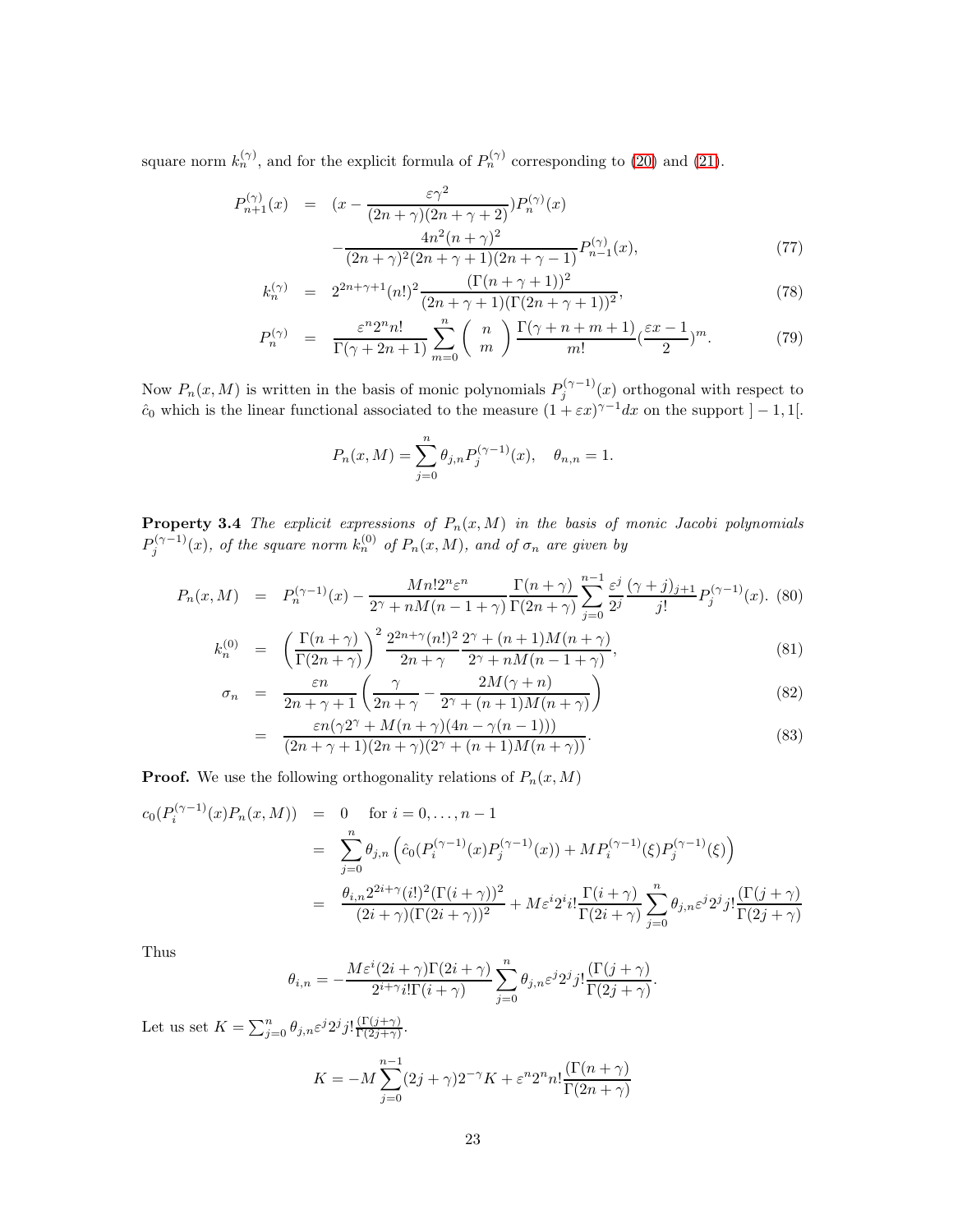square norm $k_n^{(\gamma)}$, and for the explicit formula of $P_n^{(\gamma)}$ corresponding to (20) and (21).

$$
\begin{aligned}
P_{n+1}^{(\gamma)}(x) &= (x - \frac{\varepsilon\gamma^2}{(2n+\gamma)(2n+\gamma+2)})P_n^{(\gamma)}(x) \\
&\quad - \frac{4n^2(n+\gamma)^2}{(2n+\gamma)^2(2n+\gamma+1)(2n+\gamma-1)}P_{n-1}^{(\gamma)}(x), \quad (77)\\
k_n^{(\gamma)} &= 2^{2n+\gamma+1}(n!)^2\frac{(\Gamma(n+\gamma+1))^2}{(2n+\gamma+1)(\Gamma(2n+\gamma+1))^2}, \quad (78)\\
P_n^{(\gamma)} &= \frac{\varepsilon^n 2^n n!}{\Gamma(\gamma+2n+1)}\sum_{m=0}^{n}\binom{n}{m}\frac{\Gamma(\gamma+n+m+1)}{m!}(\frac{\varepsilon x-1}{2})^m. \quad (79)
\end{aligned}
$$

Now $P_n(x,M)$ is written in the basis of monic polynomials $P_j^{(\gamma-1)}(x)$ orthogonal with respect to $\hat{c}_0$ which is the linear functional associated to the measure $(1+\varepsilon x)^{\gamma-1}dx$ on the support $]-1,1[$.

$$
P_n(x,M) = \sum_{j=0}^{n}\theta_{j,n}P_j^{(\gamma-1)}(x), \quad \theta_{n,n}=1.
$$

**Property 3.4** *The explicit expressions of $P_n(x,M)$ in the basis of monic Jacobi polynomials $P_j^{(\gamma-1)}(x)$, of the square norm $k_n^{(0)}$ of $P_n(x,M)$, and of $\sigma_n$ are given by*

$$
\begin{aligned}
P_n(x,M) &= P_n^{(\gamma-1)}(x) - \frac{Mn!2^n\varepsilon^n}{2^\gamma+nM(n-1+\gamma)}\frac{\Gamma(n+\gamma)}{\Gamma(2n+\gamma)}\sum_{j=0}^{n-1}\frac{\varepsilon^j}{2^j}\frac{(\gamma+j)_{j+1}}{j!}P_j^{(\gamma-1)}(x). \quad (80)\\
k_n^{(0)} &= \left(\frac{\Gamma(n+\gamma)}{\Gamma(2n+\gamma)}\right)^2\frac{2^{2n+\gamma}(n!)^2}{2n+\gamma}\frac{2^\gamma+(n+1)M(n+\gamma)}{2^\gamma+nM(n-1+\gamma)}, \quad (81)\\
\sigma_n &= \frac{\varepsilon n}{2n+\gamma+1}\left(\frac{\gamma}{2n+\gamma} - \frac{2M(\gamma+n)}{2^\gamma+(n+1)M(n+\gamma)}\right) \quad (82)\\
&= \frac{\varepsilon n(\gamma 2^\gamma + M(n+\gamma)(4n-\gamma(n-1)))}{(2n+\gamma+1)(2n+\gamma)(2^\gamma+(n+1)M(n+\gamma))}. \quad (83)
\end{aligned}
$$

**Proof.** We use the following orthogonality relations of $P_n(x,M)$

$$
\begin{aligned}
c_0(P_i^{(\gamma-1)}(x)P_n(x,M)) &= 0 \quad \text{for } i=0,\ldots,n-1\\
&= \sum_{j=0}^{n}\theta_{j,n}\left(\hat{c}_0(P_i^{(\gamma-1)}(x)P_j^{(\gamma-1)}(x)) + MP_i^{(\gamma-1)}(\xi)P_j^{(\gamma-1)}(\xi)\right)\\
&= \frac{\theta_{i,n}2^{2i+\gamma}(i!)^2(\Gamma(i+\gamma))^2}{(2i+\gamma)(\Gamma(2i+\gamma))^2} + M\varepsilon^i 2^i i!\frac{\Gamma(i+\gamma)}{\Gamma(2i+\gamma)}\sum_{j=0}^{n}\theta_{j,n}\varepsilon^j 2^j j!\frac{\Gamma(j+\gamma)}{\Gamma(2j+\gamma)}
\end{aligned}
$$

Thus

$$
\theta_{i,n} = -\frac{M\varepsilon^i(2i+\gamma)\Gamma(2i+\gamma)}{2^{i+\gamma}i!\Gamma(i+\gamma)}\sum_{j=0}^{n}\theta_{j,n}\varepsilon^j 2^j j!\frac{(\Gamma(j+\gamma)}{\Gamma(2j+\gamma)}.
$$

Let us set $K = \sum_{j=0}^{n}\theta_{j,n}\varepsilon^j 2^j j!\frac{(\Gamma(j+\gamma)}{\Gamma(2j+\gamma)}$.

$$
K = -M\sum_{j=0}^{n-1}(2j+\gamma)2^{-\gamma}K + \varepsilon^n 2^n n!\frac{(\Gamma(n+\gamma)}{\Gamma(2n+\gamma)}
$$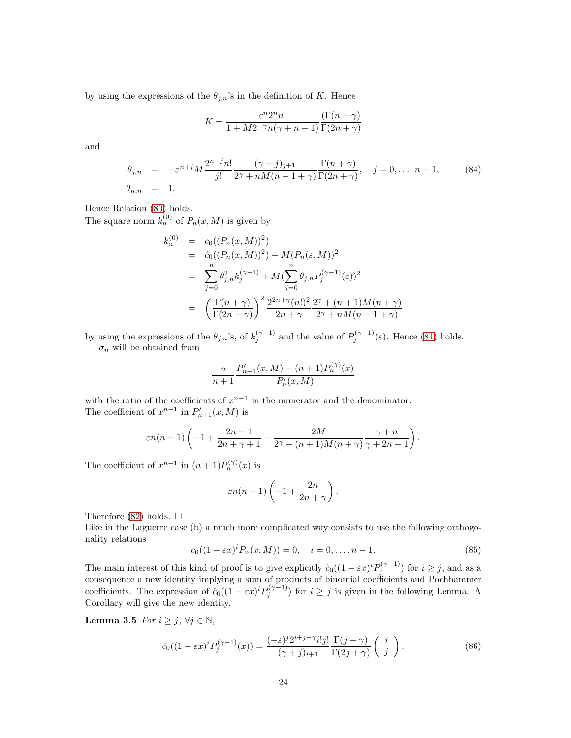by using the expressions of the $\theta_{j,n}$'s in the definition of $K$. Hence

$$K = \frac{\varepsilon^n 2^n n!}{1 + M 2^{-\gamma} n(\gamma + n - 1)} \frac{(\Gamma(n+\gamma)}{\Gamma(2n+\gamma)}$$

and

$$\begin{aligned} \theta_{j,n} &= -\varepsilon^{n+j} M \frac{2^{n-j} n!}{j!} \frac{(\gamma+j)_{j+1}}{2^\gamma + nM(n-1+\gamma)} \frac{\Gamma(n+\gamma)}{\Gamma(2n+\gamma)}, \quad j = 0, \dots, n-1, \\ \theta_{n,n} &= 1. \end{aligned} \tag{84}$$

Hence Relation (80) holds.
The square norm $k_n^{(0)}$ of $P_n(x, M)$ is given by

$$\begin{aligned} k_n^{(0)} &= c_0((P_n(x,M))^2) \\ &= \hat{c}_0((P_n(x,M))^2) + M(P_n(\varepsilon, M))^2 \\ &= \sum_{j=0}^n \theta_{j,n}^2 k_j^{(\gamma-1)} + M(\sum_{j=0}^n \theta_{j,n} P_j^{(\gamma-1)}(\varepsilon))^2 \\ &= \left(\frac{\Gamma(n+\gamma)}{\Gamma(2n+\gamma)}\right)^2 \frac{2^{2n+\gamma}(n!)^2}{2n+\gamma} \frac{2^\gamma + (n+1)M(n+\gamma)}{2^\gamma + nM(n-1+\gamma)} \end{aligned}$$

by using the expressions of the $\theta_{j,n}$'s, of $k_j^{(\gamma-1)}$ and the value of $P_j^{(\gamma-1)}(\varepsilon)$. Hence (81) holds.

$\sigma_n$ will be obtained from

$$\frac{n}{n+1} \frac{P'_{n+1}(x,M) - (n+1)P_n^{(\gamma)}(x)}{P'_n(x,M)}$$

with the ratio of the coefficients of $x^{n-1}$ in the numerator and the denominator.
The coefficient of $x^{n-1}$ in $P'_{n+1}(x,M)$ is

$$\varepsilon n(n+1) \left(-1 + \frac{2n+1}{2n+\gamma+1} - \frac{2M}{2^\gamma + (n+1)M(n+\gamma)} \frac{\gamma+n}{\gamma+2n+1}\right).$$

The coefficient of $x^{n-1}$ in $(n+1)P_n^{(\gamma)}(x)$ is

$$\varepsilon n(n+1) \left(-1 + \frac{2n}{2n+\gamma}\right).$$

Therefore (82) holds. □
Like in the Laguerre case (b) a much more complicated way consists to use the following orthogonality relations

$$c_0((1-\varepsilon x)^i P_n(x,M)) = 0, \quad i = 0, \dots, n-1. \tag{85}$$

The main interest of this kind of proof is to give explicitly $\hat{c}_0((1-\varepsilon x)^i P_j^{(\gamma-1)})$ for $i \geq j$, and as a consequence a new identity implying a sum of products of binomial coefficients and Pochhammer coefficients. The expression of $\hat{c}_0((1-\varepsilon x)^i P_j^{(\gamma-1)})$ for $i \geq j$ is given in the following Lemma. A Corollary will give the new identity.

**Lemma 3.5** *For $i \geq j$, $\forall j \in \mathbb{N}$,*

$$\hat{c}_0((1-\varepsilon x)^i P_j^{(\gamma-1)}(x)) = \frac{(-\varepsilon)^j 2^{i+j+\gamma} i! j!}{(\gamma+j)_{i+1}} \frac{\Gamma(j+\gamma)}{\Gamma(2j+\gamma)} \binom{i}{j}. \tag{86}$$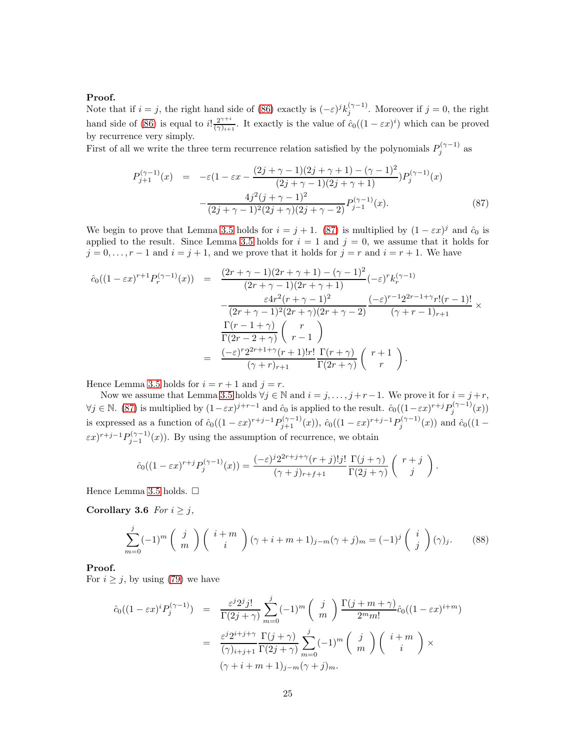**Proof.**
Note that if $i = j$, the right hand side of (86) exactly is $(-\varepsilon)^j k_j^{(\gamma-1)}$. Moreover if $j = 0$, the right hand side of (86) is equal to $i!\frac{2^{\gamma+i}}{(\gamma)_{i+1}}$. It exactly is the value of $\hat{c}_0((1-\varepsilon x)^i)$ which can be proved by recurrence very simply.
First of all we write the three term recurrence relation satisfied by the polynomials $P_j^{(\gamma-1)}$ as

$$
\begin{aligned}
P_{j+1}^{(\gamma-1)}(x) &= -\varepsilon(1-\varepsilon x - \frac{(2j+\gamma-1)(2j+\gamma+1)-(\gamma-1)^2}{(2j+\gamma-1)(2j+\gamma+1)})P_j^{(\gamma-1)}(x) \\
&\quad - \frac{4j^2(j+\gamma-1)^2}{(2j+\gamma-1)^2(2j+\gamma)(2j+\gamma-2)}P_{j-1}^{(\gamma-1)}(x). \qquad (87)
\end{aligned}
$$

We begin to prove that Lemma 3.5 holds for $i = j+1$. (87) is multiplied by $(1-\varepsilon x)^j$ and $\hat{c}_0$ is applied to the result. Since Lemma 3.5 holds for $i = 1$ and $j = 0$, we assume that it holds for $j = 0, \ldots, r-1$ and $i = j+1$, and we prove that it holds for $j = r$ and $i = r+1$. We have

$$
\begin{aligned}
\hat{c}_0((1-\varepsilon x)^{r+1}P_r^{(\gamma-1)}(x)) &= \frac{(2r+\gamma-1)(2r+\gamma+1)-(\gamma-1)^2}{(2r+\gamma-1)(2r+\gamma+1)}(-\varepsilon)^r k_r^{(\gamma-1)} \\
&\quad - \frac{\varepsilon 4r^2(r+\gamma-1)^2}{(2r+\gamma-1)^2(2r+\gamma)(2r+\gamma-2)}\frac{(-\varepsilon)^{r-1}2^{2r-1+\gamma}r!(r-1)!}{(\gamma+r-1)_{r+1}} \times \\
&\quad \frac{\Gamma(r-1+\gamma)}{\Gamma(2r-2+\gamma)}\binom{r}{r-1} \\
&= \frac{(-\varepsilon)^r 2^{2r+1+\gamma}(r+1)!r!}{(\gamma+r)_{r+1}}\frac{\Gamma(r+\gamma)}{\Gamma(2r+\gamma)}\binom{r+1}{r}.
\end{aligned}
$$

Hence Lemma 3.5 holds for $i = r+1$ and $j = r$.

Now we assume that Lemma 3.5 holds $\forall j \in \mathbb{N}$ and $i = j, \ldots, j+r-1$. We prove it for $i = j+r$, $\forall j \in \mathbb{N}$. (87) is multiplied by $(1-\varepsilon x)^{j+r-1}$ and $\hat{c}_0$ is applied to the result. $\hat{c}_0((1-\varepsilon x)^{r+j}P_j^{(\gamma-1)}(x))$ is expressed as a function of $\hat{c}_0((1-\varepsilon x)^{r+j-1}P_{j+1}^{(\gamma-1)}(x))$, $\hat{c}_0((1-\varepsilon x)^{r+j-1}P_j^{(\gamma-1)}(x))$ and $\hat{c}_0((1-\varepsilon x)^{r+j-1}P_{j-1}^{(\gamma-1)}(x))$. By using the assumption of recurrence, we obtain

$$
\hat{c}_0((1-\varepsilon x)^{r+j}P_j^{(\gamma-1)}(x)) = \frac{(-\varepsilon)^j 2^{2r+j+\gamma}(r+j)!j!}{(\gamma+j)_{r+f+1}}\frac{\Gamma(j+\gamma)}{\Gamma(2j+\gamma)}\binom{r+j}{j}.
$$

Hence Lemma 3.5 holds. □

**Corollary 3.6** *For $i \geq j$,*

$$
\sum_{m=0}^{j}(-1)^m\binom{j}{m}\binom{i+m}{i}(\gamma+i+m+1)_{j-m}(\gamma+j)_m = (-1)^j\binom{i}{j}(\gamma)_j. \qquad (88)
$$

**Proof.**
For $i \geq j$, by using (79) we have

$$
\begin{aligned}
\hat{c}_0((1-\varepsilon x)^i P_j^{(\gamma-1)}) &= \frac{\varepsilon^j 2^j j!}{\Gamma(2j+\gamma)}\sum_{m=0}^{j}(-1)^m\binom{j}{m}\frac{\Gamma(j+m+\gamma)}{2^m m!}\hat{c}_0((1-\varepsilon x)^{i+m}) \\
&= \frac{\varepsilon^j 2^{i+j+\gamma}}{(\gamma)_{i+j+1}}\frac{\Gamma(j+\gamma)}{\Gamma(2j+\gamma)}\sum_{m=0}^{j}(-1)^m\binom{j}{m}\binom{i+m}{i} \times \\
&\quad (\gamma+i+m+1)_{j-m}(\gamma+j)_m.
\end{aligned}
$$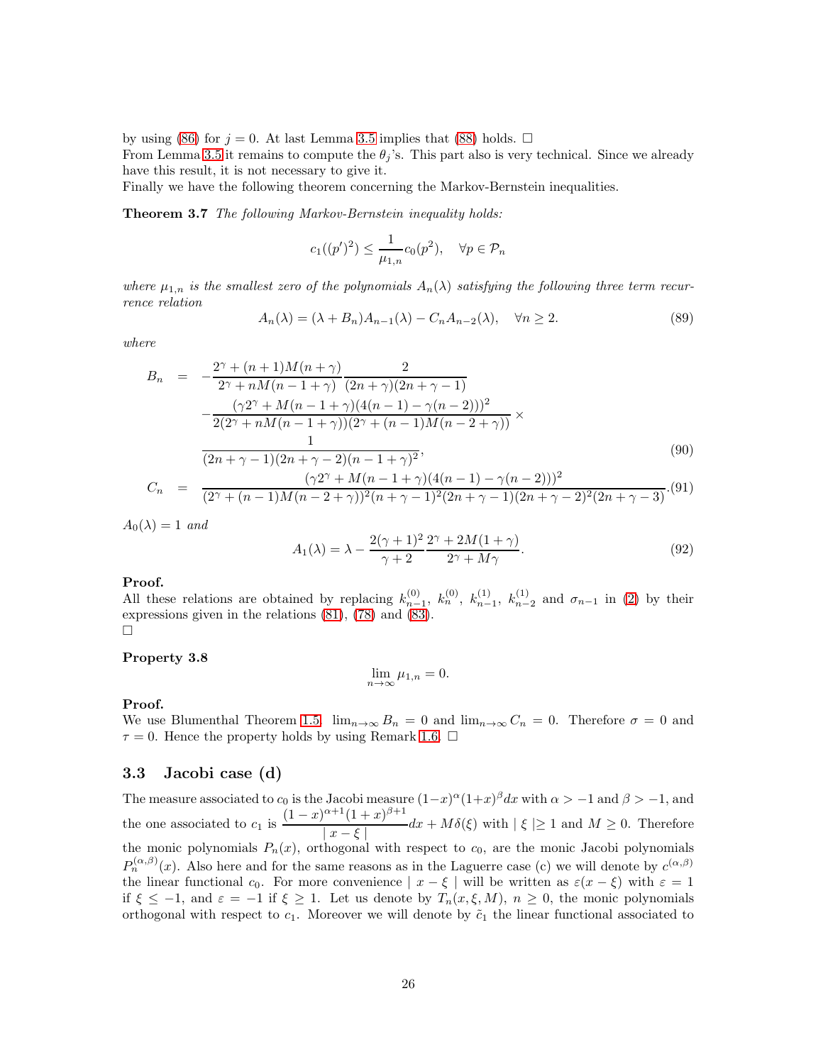by using (86) for $j = 0$. At last Lemma 3.5 implies that (88) holds. $\square$
From Lemma 3.5 it remains to compute the $\theta_j$'s. This part also is very technical. Since we already have this result, it is not necessary to give it.
Finally we have the following theorem concerning the Markov-Bernstein inequalities.

**Theorem 3.7** *The following Markov-Bernstein inequality holds:*

$$c_1((p')^2) \leq \frac{1}{\mu_{1,n}} c_0(p^2), \quad \forall p \in \mathcal{P}_n$$

*where $\mu_{1,n}$ is the smallest zero of the polynomials $A_n(\lambda)$ satisfying the following three term recurrence relation*

$$A_n(\lambda) = (\lambda + B_n)A_{n-1}(\lambda) - C_n A_{n-2}(\lambda), \quad \forall n \geq 2. \tag{89}$$

*where*

$$\begin{aligned}
B_n &= -\frac{2^\gamma + (n+1)M(n+\gamma)}{2^\gamma + nM(n-1+\gamma)} \frac{2}{(2n+\gamma)(2n+\gamma-1)} \\
&\quad - \frac{(\gamma 2^\gamma + M(n-1+\gamma)(4(n-1) - \gamma(n-2)))^2}{2(2^\gamma + nM(n-1+\gamma))(2^\gamma + (n-1)M(n-2+\gamma))} \times \\
&\quad \frac{1}{(2n+\gamma-1)(2n+\gamma-2)(n-1+\gamma)^2}, \qquad (90) \\
C_n &= \frac{(\gamma 2^\gamma + M(n-1+\gamma)(4(n-1) - \gamma(n-2)))^2}{(2^\gamma + (n-1)M(n-2+\gamma))^2(n+\gamma-1)^2(2n+\gamma-1)(2n+\gamma-2)^2(2n+\gamma-3)}. \qquad (91)
\end{aligned}$$

*$A_0(\lambda) = 1$ and*

$$A_1(\lambda) = \lambda - \frac{2(\gamma+1)^2}{\gamma+2} \frac{2^\gamma + 2M(1+\gamma)}{2^\gamma + M\gamma}. \tag{92}$$

**Proof.**
All these relations are obtained by replacing $k_{n-1}^{(0)}$, $k_n^{(0)}$, $k_{n-1}^{(1)}$, $k_{n-2}^{(1)}$ and $\sigma_{n-1}$ in (2) by their expressions given in the relations (81), (78) and (83).
$\square$

**Property 3.8**

$$\lim_{n \to \infty} \mu_{1,n} = 0.$$

**Proof.**
We use Blumenthal Theorem 1.5. $\lim_{n\to\infty} B_n = 0$ and $\lim_{n\to\infty} C_n = 0$. Therefore $\sigma = 0$ and $\tau = 0$. Hence the property holds by using Remark 1.6. $\square$

### 3.3 Jacobi case (d)

The measure associated to $c_0$ is the Jacobi measure $(1-x)^\alpha(1+x)^\beta dx$ with $\alpha > -1$ and $\beta > -1$, and the one associated to $c_1$ is $\dfrac{(1-x)^{\alpha+1}(1+x)^{\beta+1}}{\mid x - \xi \mid} dx + M\delta(\xi)$ with $\mid \xi \mid \geq 1$ and $M \geq 0$. Therefore the monic polynomials $P_n(x)$, orthogonal with respect to $c_0$, are the monic Jacobi polynomials $P_n^{(\alpha,\beta)}(x)$. Also here and for the same reasons as in the Laguerre case (c) we will denote by $c^{(\alpha,\beta)}$ the linear functional $c_0$. For more convenience $\mid x - \xi \mid$ will be written as $\varepsilon(x - \xi)$ with $\varepsilon = 1$ if $\xi \leq -1$, and $\varepsilon = -1$ if $\xi \geq 1$. Let us denote by $T_n(x, \xi, M)$, $n \geq 0$, the monic polynomials orthogonal with respect to $c_1$. Moreover we will denote by $\tilde{c}_1$ the linear functional associated to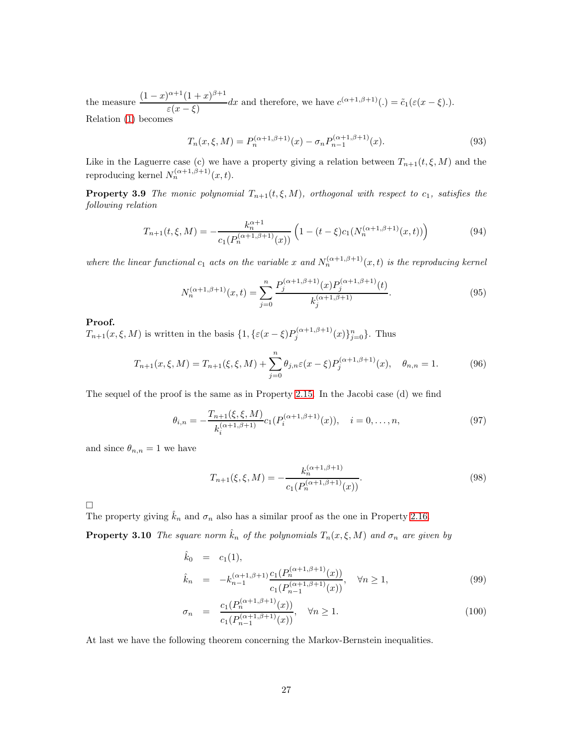the measure $\dfrac{(1-x)^{\alpha+1}(1+x)^{\beta+1}}{\varepsilon(x-\xi)}dx$ and therefore, we have $c^{(\alpha+1,\beta+1)}(.) = \tilde{c}_1(\varepsilon(x-\xi).)$.
Relation (1) becomes

$$T_n(x,\xi,M) = P_n^{(\alpha+1,\beta+1)}(x) - \sigma_n P_{n-1}^{(\alpha+1,\beta+1)}(x). \tag{93}$$

Like in the Laguerre case (c) we have a property giving a relation between $T_{n+1}(t,\xi,M)$ and the reproducing kernel $N_n^{(\alpha+1,\beta+1)}(x,t)$.

**Property 3.9** *The monic polynomial $T_{n+1}(t,\xi,M)$, orthogonal with respect to $c_1$, satisfies the following relation*

$$T_{n+1}(t,\xi,M) = -\frac{k_n^{\alpha+1}}{c_1(P_n^{(\alpha+1,\beta+1)}(x))}\left(1-(t-\xi)c_1(N_n^{(\alpha+1,\beta+1)}(x,t))\right) \tag{94}$$

*where the linear functional $c_1$ acts on the variable $x$ and $N_n^{(\alpha+1,\beta+1)}(x,t)$ is the reproducing kernel*

$$N_n^{(\alpha+1,\beta+1)}(x,t) = \sum_{j=0}^{n} \frac{P_j^{(\alpha+1,\beta+1)}(x)P_j^{(\alpha+1,\beta+1)}(t)}{k_j^{(\alpha+1,\beta+1)}}. \tag{95}$$

**Proof.**
$T_{n+1}(x,\xi,M)$ is written in the basis $\{1, \{\varepsilon(x-\xi)P_j^{(\alpha+1,\beta+1)}(x)\}_{j=0}^{n}\}$. Thus

$$T_{n+1}(x,\xi,M) = T_{n+1}(\xi,\xi,M) + \sum_{j=0}^{n}\theta_{j,n}\varepsilon(x-\xi)P_j^{(\alpha+1,\beta+1)}(x), \quad \theta_{n,n}=1. \tag{96}$$

The sequel of the proof is the same as in Property 2.15. In the Jacobi case (d) we find

$$\theta_{i,n} = -\frac{T_{n+1}(\xi,\xi,M)}{k_i^{(\alpha+1,\beta+1)}}c_1(P_i^{(\alpha+1,\beta+1)}(x)), \quad i=0,\ldots,n, \tag{97}$$

and since $\theta_{n,n}=1$ we have

$$T_{n+1}(\xi,\xi,M) = -\frac{k_n^{(\alpha+1,\beta+1)}}{c_1(P_n^{(\alpha+1,\beta+1)}(x))}. \tag{98}$$

□

The property giving $\hat{k}_n$ and $\sigma_n$ also has a similar proof as the one in Property 2.16.

**Property 3.10** *The square norm $\hat{k}_n$ of the polynomials $T_n(x,\xi,M)$ and $\sigma_n$ are given by*

$$\begin{aligned}
\hat{k}_0 &= c_1(1), \\
\hat{k}_n &= -k_{n-1}^{(\alpha+1,\beta+1)}\frac{c_1(P_n^{(\alpha+1,\beta+1)}(x))}{c_1(P_{n-1}^{(\alpha+1,\beta+1)}(x))}, \quad \forall n \geq 1, \qquad (99)\\
\sigma_n &= \frac{c_1(P_n^{(\alpha+1,\beta+1)}(x))}{c_1(P_{n-1}^{(\alpha+1,\beta+1)}(x))}, \quad \forall n \geq 1. \qquad (100)
\end{aligned}$$

At last we have the following theorem concerning the Markov-Bernstein inequalities.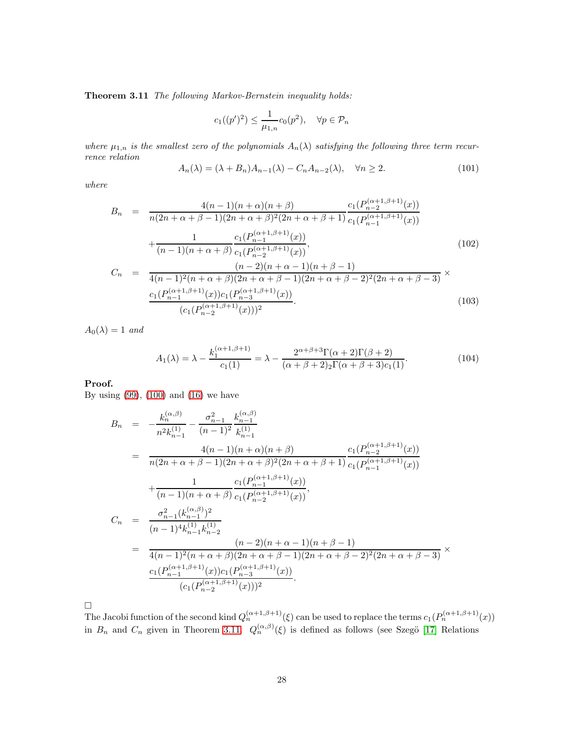**Theorem 3.11** *The following Markov-Bernstein inequality holds:*

$$c_1((p')^2) \leq \frac{1}{\mu_{1,n}} c_0(p^2), \quad \forall p \in \mathcal{P}_n$$

*where $\mu_{1,n}$ is the smallest zero of the polynomials $A_n(\lambda)$ satisfying the following three term recurrence relation*

$$A_n(\lambda) = (\lambda + B_n)A_{n-1}(\lambda) - C_n A_{n-2}(\lambda), \quad \forall n \geq 2. \tag{101}$$

*where*

$$\begin{aligned}
B_n &= \frac{4(n-1)(n+\alpha)(n+\beta)}{n(2n+\alpha+\beta-1)(2n+\alpha+\beta)^2(2n+\alpha+\beta+1)} \frac{c_1(P_{n-2}^{(\alpha+1,\beta+1)}(x))}{c_1(P_{n-1}^{(\alpha+1,\beta+1)}(x))} \\
&\quad + \frac{1}{(n-1)(n+\alpha+\beta)} \frac{c_1(P_{n-1}^{(\alpha+1,\beta+1)}(x))}{c_1(P_{n-2}^{(\alpha+1,\beta+1)}(x))}, \qquad (102) \\
C_n &= \frac{(n-2)(n+\alpha-1)(n+\beta-1)}{4(n-1)^2(n+\alpha+\beta)(2n+\alpha+\beta-1)(2n+\alpha+\beta-2)^2(2n+\alpha+\beta-3)} \times \\
&\quad \frac{c_1(P_{n-1}^{(\alpha+1,\beta+1)}(x)) c_1(P_{n-3}^{(\alpha+1,\beta+1)}(x))}{(c_1(P_{n-2}^{(\alpha+1,\beta+1)}(x)))^2}. \qquad (103)
\end{aligned}$$

$A_0(\lambda) = 1$ *and*

$$A_1(\lambda) = \lambda - \frac{k_1^{(\alpha+1,\beta+1)}}{c_1(1)} = \lambda - \frac{2^{\alpha+\beta+3}\Gamma(\alpha+2)\Gamma(\beta+2)}{(\alpha+\beta+2)_2\Gamma(\alpha+\beta+3)c_1(1)}. \tag{104}$$

**Proof.**
By using (99), (100) and (16) we have

$$\begin{aligned}
B_n &= -\frac{k_n^{(\alpha,\beta)}}{n^2 k_{n-1}^{(1)}} - \frac{\sigma_{n-1}^2}{(n-1)^2} \frac{k_{n-1}^{(\alpha,\beta)}}{k_{n-1}^{(1)}} \\
&= \frac{4(n-1)(n+\alpha)(n+\beta)}{n(2n+\alpha+\beta-1)(2n+\alpha+\beta)^2(2n+\alpha+\beta+1)} \frac{c_1(P_{n-2}^{(\alpha+1,\beta+1)}(x))}{c_1(P_{n-1}^{(\alpha+1,\beta+1)}(x))} \\
&\quad + \frac{1}{(n-1)(n+\alpha+\beta)} \frac{c_1(P_{n-1}^{(\alpha+1,\beta+1)}(x))}{c_1(P_{n-2}^{(\alpha+1,\beta+1)}(x))}, \\
C_n &= \frac{\sigma_{n-1}^2 (k_{n-1}^{(\alpha,\beta)})^2}{(n-1)^4 k_{n-1}^{(1)} k_{n-2}^{(1)}} \\
&= \frac{(n-2)(n+\alpha-1)(n+\beta-1)}{4(n-1)^2(n+\alpha+\beta)(2n+\alpha+\beta-1)(2n+\alpha+\beta-2)^2(2n+\alpha+\beta-3)} \times \\
&\quad \frac{c_1(P_{n-1}^{(\alpha+1,\beta+1)}(x)) c_1(P_{n-3}^{(\alpha+1,\beta+1)}(x))}{(c_1(P_{n-2}^{(\alpha+1,\beta+1)}(x)))^2}.
\end{aligned}$$

□

The Jacobi function of the second kind $Q_n^{(\alpha+1,\beta+1)}(\xi)$ can be used to replace the terms $c_1(P_n^{(\alpha+1,\beta+1)}(x))$ in $B_n$ and $C_n$ given in Theorem 3.11. $Q_n^{(\alpha,\beta)}(\xi)$ is defined as follows (see Szegö [17] Relations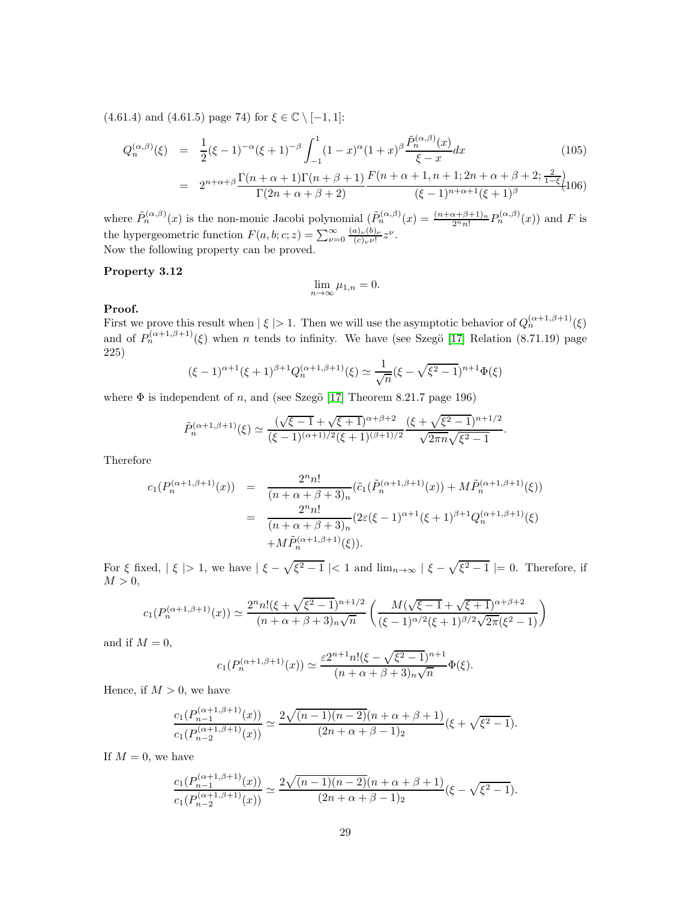(4.61.4) and (4.61.5) page 74) for $\xi \in \mathbb{C} \setminus [-1, 1]$:

$$
\begin{aligned}
Q_n^{(\alpha,\beta)}(\xi) &= \frac{1}{2}(\xi - 1)^{-\alpha}(\xi + 1)^{-\beta} \int_{-1}^{1} (1 - x)^{\alpha}(1 + x)^{\beta} \frac{\tilde{P}_n^{(\alpha,\beta)}(x)}{\xi - x} dx \qquad (105) \\
&= 2^{n+\alpha+\beta} \frac{\Gamma(n + \alpha + 1)\Gamma(n + \beta + 1)}{\Gamma(2n + \alpha + \beta + 2)} \frac{F(n + \alpha + 1, n + 1; 2n + \alpha + \beta + 2; \frac{2}{1-\xi})}{(\xi - 1)^{n+\alpha+1}(\xi + 1)^{\beta}} \qquad (106)
\end{aligned}
$$

where $\tilde{P}_n^{(\alpha,\beta)}(x)$ is the non-monic Jacobi polynomial ($\tilde{P}_n^{(\alpha,\beta)}(x) = \frac{(n+\alpha+\beta+1)_n}{2^n n!} P_n^{(\alpha,\beta)}(x)$) and $F$ is the hypergeometric function $F(a, b; c; z) = \sum_{\nu=0}^{\infty} \frac{(a)_\nu (b)_\nu}{(c)_\nu \nu!} z^\nu$.
Now the following property can be proved.

**Property 3.12**

$$\lim_{n\to\infty} \mu_{1,n} = 0.$$

**Proof.**
First we prove this result when $|\xi| > 1$. Then we will use the asymptotic behavior of $Q_n^{(\alpha+1,\beta+1)}(\xi)$ and of $P_n^{(\alpha+1,\beta+1)}(\xi)$ when $n$ tends to infinity. We have (see Szegö [17] Relation (8.71.19) page 225)

$$(\xi - 1)^{\alpha+1}(\xi + 1)^{\beta+1} Q_n^{(\alpha+1,\beta+1)}(\xi) \simeq \frac{1}{\sqrt{n}}(\xi - \sqrt{\xi^2 - 1})^{n+1}\Phi(\xi)$$

where $\Phi$ is independent of $n$, and (see Szegö [17] Theorem 8.21.7 page 196)

$$\tilde{P}_n^{(\alpha+1,\beta+1)}(\xi) \simeq \frac{(\sqrt{\xi - 1} + \sqrt{\xi + 1})^{\alpha+\beta+2}}{(\xi - 1)^{(\alpha+1)/2}(\xi + 1)^{(\beta+1)/2}} \frac{(\xi + \sqrt{\xi^2 - 1})^{n+1/2}}{\sqrt{2\pi n}\sqrt{\xi^2 - 1}}.$$

Therefore

$$
\begin{aligned}
c_1(P_n^{(\alpha+1,\beta+1)}(x)) &= \frac{2^n n!}{(n + \alpha + \beta + 3)_n}(\tilde{c}_1(\tilde{P}_n^{(\alpha+1,\beta+1)}(x)) + M\tilde{P}_n^{(\alpha+1,\beta+1)}(\xi)) \\
&= \frac{2^n n!}{(n + \alpha + \beta + 3)_n}(2\varepsilon(\xi - 1)^{\alpha+1}(\xi + 1)^{\beta+1} Q_n^{(\alpha+1,\beta+1)}(\xi) \\
&\quad + M\tilde{P}_n^{(\alpha+1,\beta+1)}(\xi)).
\end{aligned}
$$

For $\xi$ fixed, $|\xi| > 1$, we have $|\xi - \sqrt{\xi^2 - 1}| < 1$ and $\lim_{n\to\infty} |\xi - \sqrt{\xi^2 - 1}| = 0$. Therefore, if $M > 0$,

$$c_1(P_n^{(\alpha+1,\beta+1)}(x)) \simeq \frac{2^n n!(\xi + \sqrt{\xi^2 - 1})^{n+1/2}}{(n + \alpha + \beta + 3)_n \sqrt{n}} \left( \frac{M(\sqrt{\xi - 1} + \sqrt{\xi + 1})^{\alpha+\beta+2}}{(\xi - 1)^{\alpha/2}(\xi + 1)^{\beta/2}\sqrt{2\pi}(\xi^2 - 1)} \right)$$

and if $M = 0$,

$$c_1(P_n^{(\alpha+1,\beta+1)}(x)) \simeq \frac{\varepsilon 2^{n+1} n!(\xi - \sqrt{\xi^2 - 1})^{n+1}}{(n + \alpha + \beta + 3)_n \sqrt{n}} \Phi(\xi).$$

Hence, if $M > 0$, we have

$$\frac{c_1(P_{n-1}^{(\alpha+1,\beta+1)}(x))}{c_1(P_{n-2}^{(\alpha+1,\beta+1)}(x))} \simeq \frac{2\sqrt{(n-1)(n-2)}(n + \alpha + \beta + 1)}{(2n + \alpha + \beta - 1)_2}(\xi + \sqrt{\xi^2 - 1}).$$

If $M = 0$, we have

$$\frac{c_1(P_{n-1}^{(\alpha+1,\beta+1)}(x))}{c_1(P_{n-2}^{(\alpha+1,\beta+1)}(x))} \simeq \frac{2\sqrt{(n-1)(n-2)}(n + \alpha + \beta + 1)}{(2n + \alpha + \beta - 1)_2}(\xi - \sqrt{\xi^2 - 1}).$$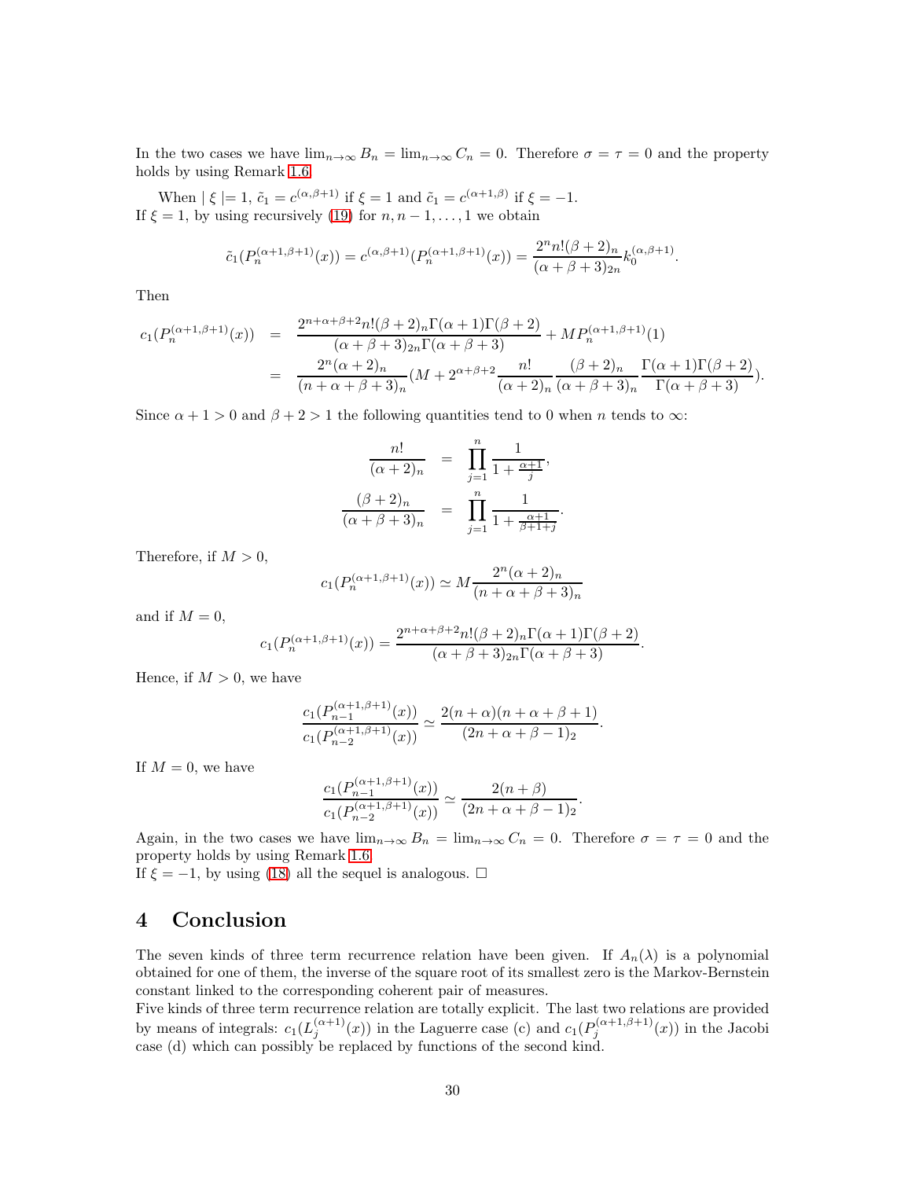In the two cases we have $\lim_{n\to\infty} B_n = \lim_{n\to\infty} C_n = 0$. Therefore $\sigma = \tau = 0$ and the property holds by using Remark 1.6.

When $|\, \xi \,| = 1$, $\tilde{c}_1 = c^{(\alpha,\beta+1)}$ if $\xi = 1$ and $\tilde{c}_1 = c^{(\alpha+1,\beta)}$ if $\xi = -1$.
If $\xi = 1$, by using recursively (19) for $n, n-1, \ldots, 1$ we obtain

$$\tilde{c}_1(P_n^{(\alpha+1,\beta+1)}(x)) = c^{(\alpha,\beta+1)}(P_n^{(\alpha+1,\beta+1)}(x)) = \frac{2^n n!(\beta+2)_n}{(\alpha+\beta+3)_{2n}} k_0^{(\alpha,\beta+1)}.$$

Then

$$\begin{aligned}
c_1(P_n^{(\alpha+1,\beta+1)}(x)) &= \frac{2^{n+\alpha+\beta+2} n!(\beta+2)_n \Gamma(\alpha+1)\Gamma(\beta+2)}{(\alpha+\beta+3)_{2n}\Gamma(\alpha+\beta+3)} + MP_n^{(\alpha+1,\beta+1)}(1) \\
&= \frac{2^n(\alpha+2)_n}{(n+\alpha+\beta+3)_n}\left(M + 2^{\alpha+\beta+2}\frac{n!}{(\alpha+2)_n}\frac{(\beta+2)_n}{(\alpha+\beta+3)_n}\frac{\Gamma(\alpha+1)\Gamma(\beta+2)}{\Gamma(\alpha+\beta+3)}\right).
\end{aligned}$$

Since $\alpha + 1 > 0$ and $\beta + 2 > 1$ the following quantities tend to 0 when $n$ tends to $\infty$:

$$\begin{aligned}
\frac{n!}{(\alpha+2)_n} &= \prod_{j=1}^{n} \frac{1}{1+\frac{\alpha+1}{j}}, \\
\frac{(\beta+2)_n}{(\alpha+\beta+3)_n} &= \prod_{j=1}^{n} \frac{1}{1+\frac{\alpha+1}{\beta+1+j}}.
\end{aligned}$$

Therefore, if $M > 0$,

$$c_1(P_n^{(\alpha+1,\beta+1)}(x)) \simeq M\frac{2^n(\alpha+2)_n}{(n+\alpha+\beta+3)_n}$$

and if $M = 0$,

$$c_1(P_n^{(\alpha+1,\beta+1)}(x)) = \frac{2^{n+\alpha+\beta+2} n!(\beta+2)_n \Gamma(\alpha+1)\Gamma(\beta+2)}{(\alpha+\beta+3)_{2n}\Gamma(\alpha+\beta+3)}.$$

Hence, if $M > 0$, we have

$$\frac{c_1(P_{n-1}^{(\alpha+1,\beta+1)}(x))}{c_1(P_{n-2}^{(\alpha+1,\beta+1)}(x))} \simeq \frac{2(n+\alpha)(n+\alpha+\beta+1)}{(2n+\alpha+\beta-1)_2}.$$

If $M = 0$, we have

$$\frac{c_1(P_{n-1}^{(\alpha+1,\beta+1)}(x))}{c_1(P_{n-2}^{(\alpha+1,\beta+1)}(x))} \simeq \frac{2(n+\beta)}{(2n+\alpha+\beta-1)_2}.$$

Again, in the two cases we have $\lim_{n\to\infty} B_n = \lim_{n\to\infty} C_n = 0$. Therefore $\sigma = \tau = 0$ and the property holds by using Remark 1.6.
If $\xi = -1$, by using (18) all the sequel is analogous. $\square$

# 4 Conclusion

The seven kinds of three term recurrence relation have been given. If $A_n(\lambda)$ is a polynomial obtained for one of them, the inverse of the square root of its smallest zero is the Markov-Bernstein constant linked to the corresponding coherent pair of measures.
Five kinds of three term recurrence relation are totally explicit. The last two relations are provided by means of integrals: $c_1(L_j^{(\alpha+1)}(x))$ in the Laguerre case (c) and $c_1(P_j^{(\alpha+1,\beta+1)}(x))$ in the Jacobi case (d) which can possibly be replaced by functions of the second kind.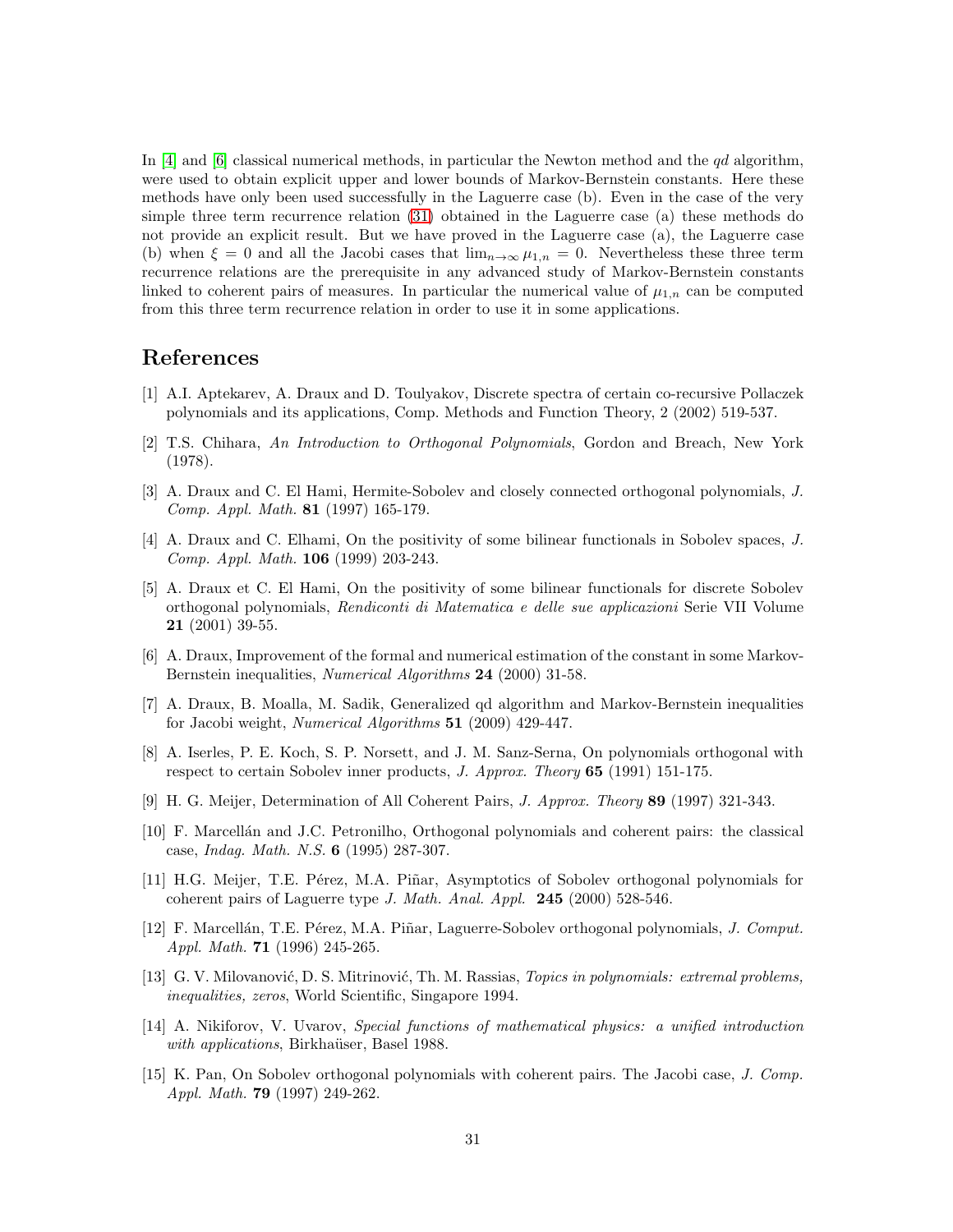In [4] and [6] classical numerical methods, in particular the Newton method and the *qd* algorithm, were used to obtain explicit upper and lower bounds of Markov-Bernstein constants. Here these methods have only been used successfully in the Laguerre case (b). Even in the case of the very simple three term recurrence relation (31) obtained in the Laguerre case (a) these methods do not provide an explicit result. But we have proved in the Laguerre case (a), the Laguerre case (b) when $\xi = 0$ and all the Jacobi cases that $\lim_{n\to\infty} \mu_{1,n} = 0$. Nevertheless these three term recurrence relations are the prerequisite in any advanced study of Markov-Bernstein constants linked to coherent pairs of measures. In particular the numerical value of $\mu_{1,n}$ can be computed from this three term recurrence relation in order to use it in some applications.

## References

[1] A.I. Aptekarev, A. Draux and D. Toulyakov, Discrete spectra of certain co-recursive Pollaczek polynomials and its applications, Comp. Methods and Function Theory, 2 (2002) 519-537.

[2] T.S. Chihara, *An Introduction to Orthogonal Polynomials*, Gordon and Breach, New York (1978).

[3] A. Draux and C. El Hami, Hermite-Sobolev and closely connected orthogonal polynomials, *J. Comp. Appl. Math.* **81** (1997) 165-179.

[4] A. Draux and C. Elhami, On the positivity of some bilinear functionals in Sobolev spaces, *J. Comp. Appl. Math.* **106** (1999) 203-243.

[5] A. Draux et C. El Hami, On the positivity of some bilinear functionals for discrete Sobolev orthogonal polynomials, *Rendiconti di Matematica e delle sue applicazioni* Serie VII Volume **21** (2001) 39-55.

[6] A. Draux, Improvement of the formal and numerical estimation of the constant in some Markov-Bernstein inequalities, *Numerical Algorithms* **24** (2000) 31-58.

[7] A. Draux, B. Moalla, M. Sadik, Generalized qd algorithm and Markov-Bernstein inequalities for Jacobi weight, *Numerical Algorithms* **51** (2009) 429-447.

[8] A. Iserles, P. E. Koch, S. P. Norsett, and J. M. Sanz-Serna, On polynomials orthogonal with respect to certain Sobolev inner products, *J. Approx. Theory* **65** (1991) 151-175.

[9] H. G. Meijer, Determination of All Coherent Pairs, *J. Approx. Theory* **89** (1997) 321-343.

[10] F. Marcellán and J.C. Petronilho, Orthogonal polynomials and coherent pairs: the classical case, *Indag. Math. N.S.* **6** (1995) 287-307.

[11] H.G. Meijer, T.E. Pérez, M.A. Piñar, Asymptotics of Sobolev orthogonal polynomials for coherent pairs of Laguerre type *J. Math. Anal. Appl.* **245** (2000) 528-546.

[12] F. Marcellán, T.E. Pérez, M.A. Piñar, Laguerre-Sobolev orthogonal polynomials, *J. Comput. Appl. Math.* **71** (1996) 245-265.

[13] G. V. Milovanović, D. S. Mitrinović, Th. M. Rassias, *Topics in polynomials: extremal problems, inequalities, zeros*, World Scientific, Singapore 1994.

[14] A. Nikiforov, V. Uvarov, *Special functions of mathematical physics: a unified introduction with applications*, Birkhaüser, Basel 1988.

[15] K. Pan, On Sobolev orthogonal polynomials with coherent pairs. The Jacobi case, *J. Comp. Appl. Math.* **79** (1997) 249-262.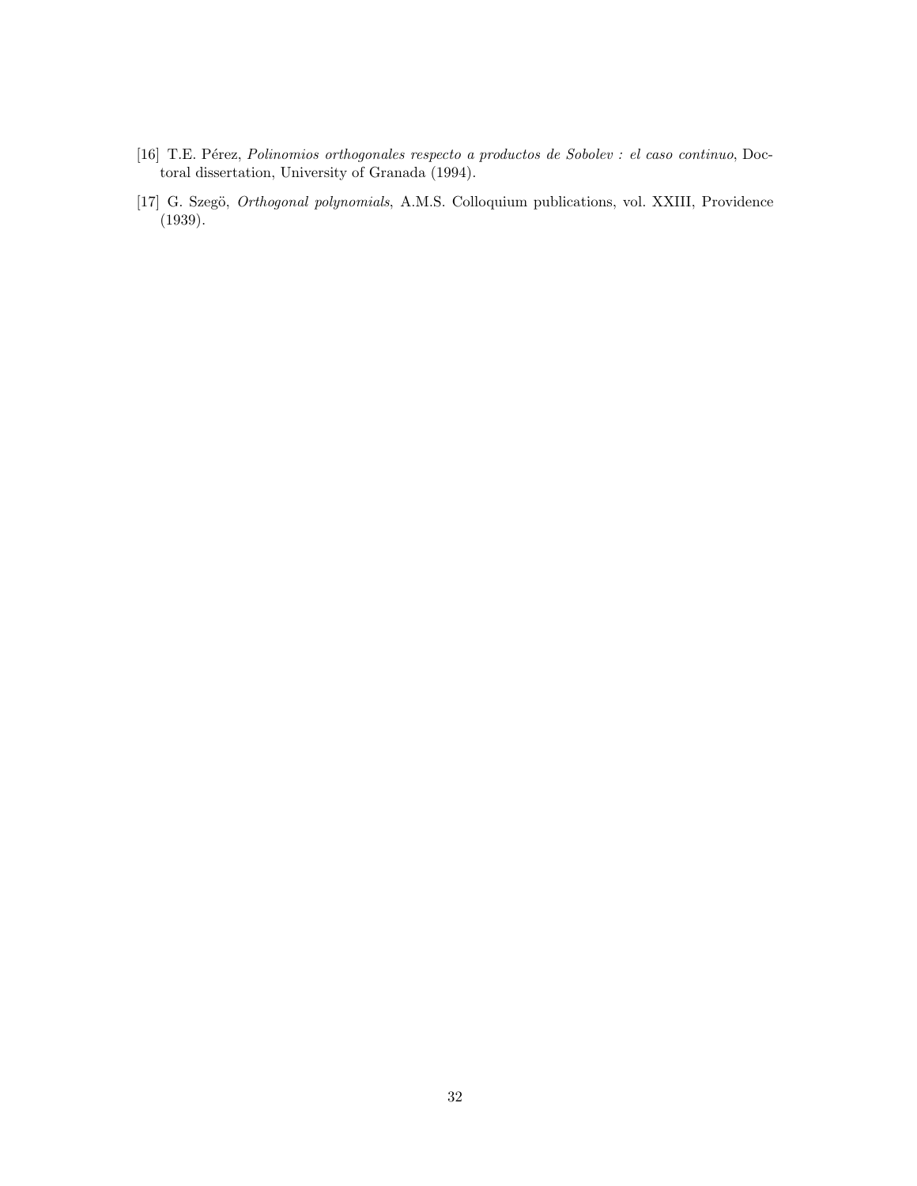[16] T.E. Pérez, *Polinomios orthogonales respecto a productos de Sobolev : el caso continuo*, Doctoral dissertation, University of Granada (1994).

[17] G. Szegö, *Orthogonal polynomials*, A.M.S. Colloquium publications, vol. XXIII, Providence (1939).